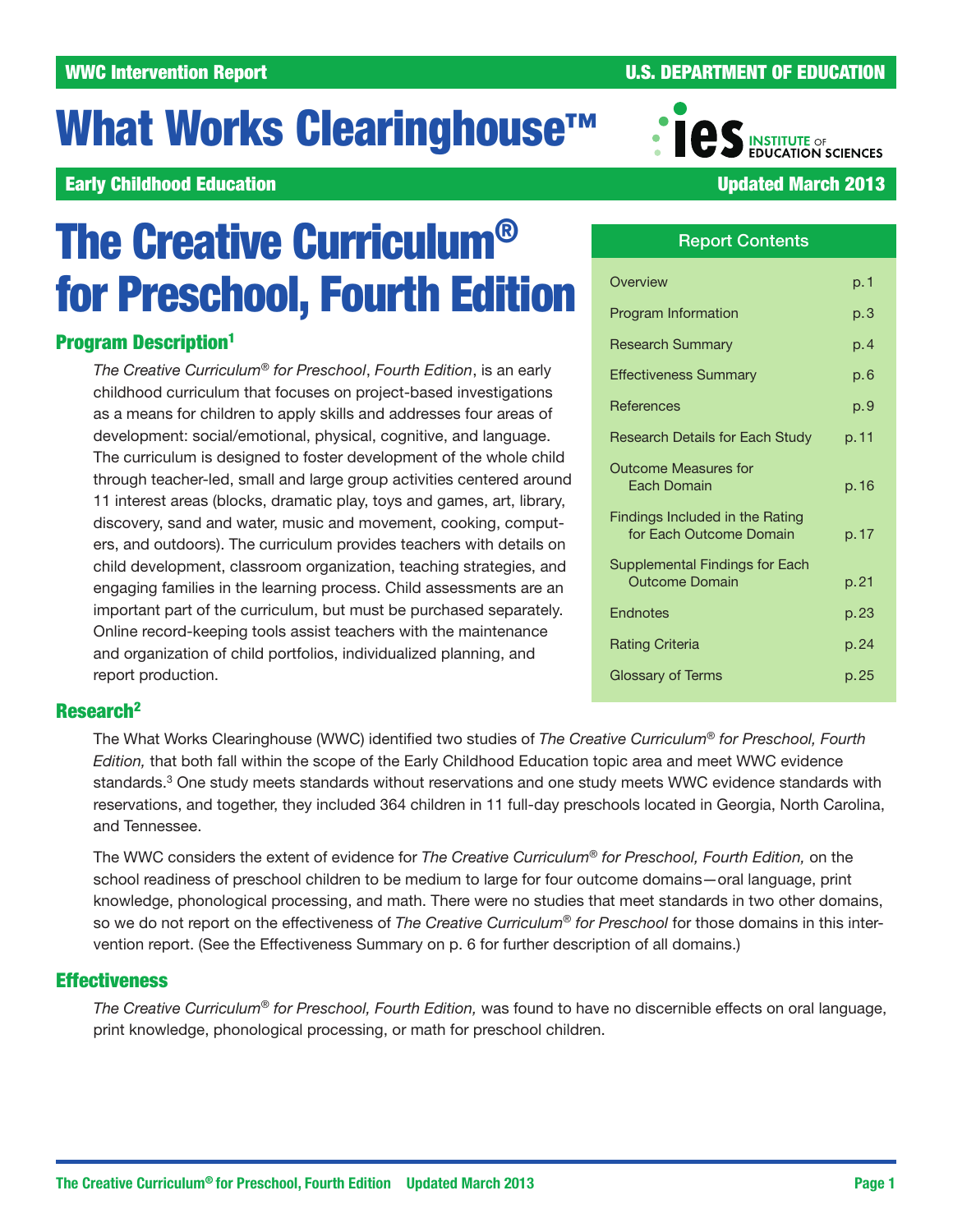WWC Intervention Report

U.S. DEPARTMENT OF EDUCATION

# What Works Clearinghouse™

Early Childhood Education

Updated March 2013

# The Creative Curriculum® for Preschool, Fourth Edition

## Program Description[1]

*The Creative Curriculum® for Preschool*, *Fourth Edition*, is an early childhood curriculum that focuses on project-based investigations as a means for children to apply skills and addresses four areas of development: social/emotional, physical, cognitive, and language. The curriculum is designed to foster development of the whole child through teacher-led, small and large group activities centered around 11 interest areas (blocks, dramatic play, toys and games, art, library, discovery, sand and water, music and movement, cooking, computers, and outdoors). The curriculum provides teachers with details on child development, classroom organization, teaching strategies, and engaging families in the learning process. Child assessments are an important part of the curriculum, but must be purchased separately. Online record-keeping tools assist teachers with the maintenance and organization of child portfolios, individualized planning, and report production.

| Report Contents | |
|---|---|
| Overview | p. 1 |
| Program Information | p. 3 |
| Research Summary | p. 4 |
| Effectiveness Summary | p. 6 |
| References | p. 9 |
| Research Details for Each Study | p. 11 |
| Outcome Measures for Each Domain | p. 16 |
| Findings Included in the Rating for Each Outcome Domain | p. 17 |
| Supplemental Findings for Each Outcome Domain | p. 21 |
| Endnotes | p. 23 |
| Rating Criteria | p. 24 |
| Glossary of Terms | p. 25 |

## Research[2]

The What Works Clearinghouse (WWC) identified two studies of *The Creative Curriculum® for Preschool, Fourth Edition,* that both fall within the scope of the Early Childhood Education topic area and meet WWC evidence standards.[3] One study meets standards without reservations and one study meets WWC evidence standards with reservations, and together, they included 364 children in 11 full-day preschools located in Georgia, North Carolina, and Tennessee.

The WWC considers the extent of evidence for *The Creative Curriculum® for Preschool, Fourth Edition,* on the school readiness of preschool children to be medium to large for four outcome domains—oral language, print knowledge, phonological processing, and math. There were no studies that meet standards in two other domains, so we do not report on the effectiveness of *The Creative Curriculum® for Preschool* for those domains in this intervention report. (See the Effectiveness Summary on p. 6 for further description of all domains.)

## Effectiveness

*The Creative Curriculum® for Preschool, Fourth Edition,* was found to have no discernible effects on oral language, print knowledge, phonological processing, or math for preschool children.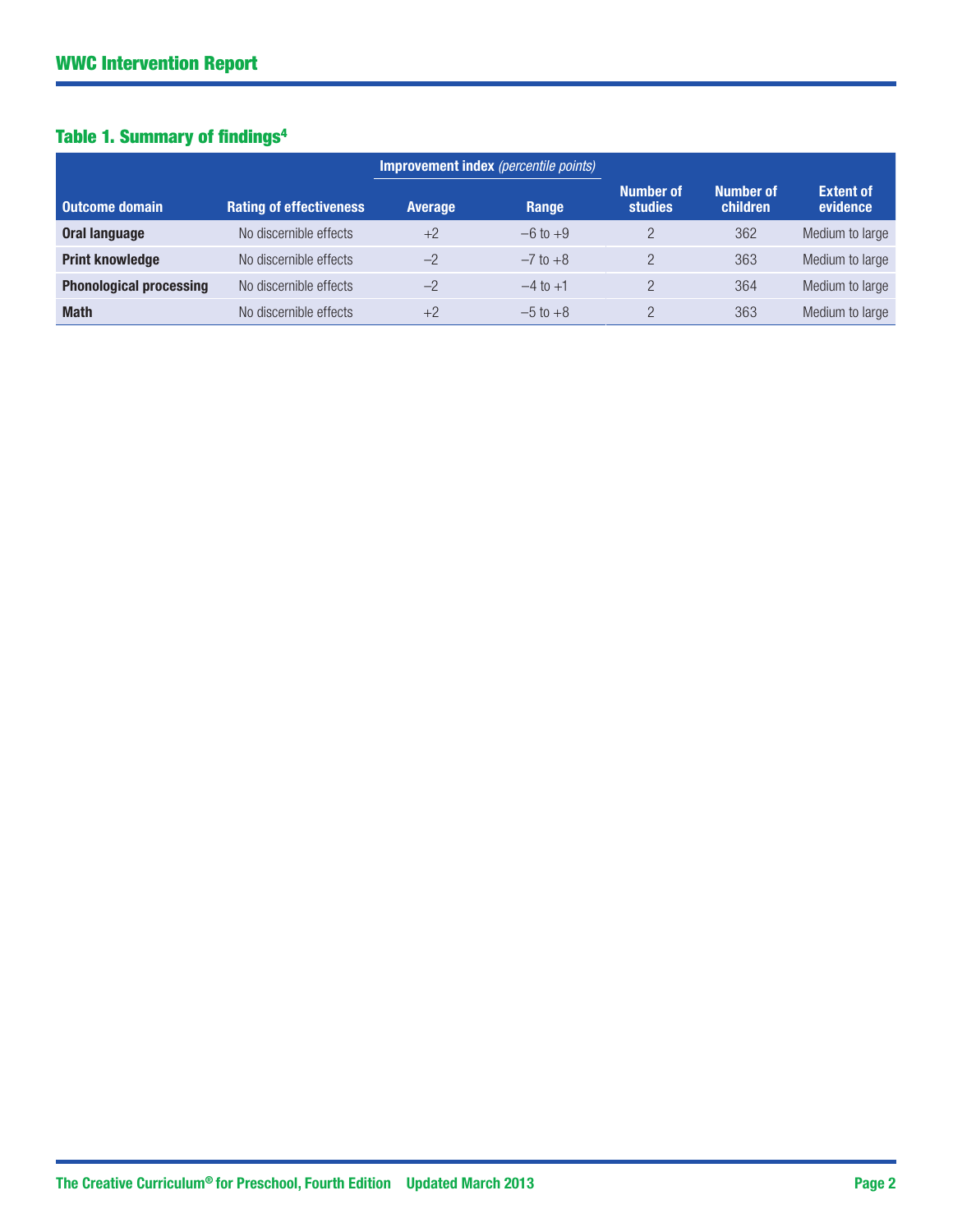## Table 1. Summary of findings[4]

| Outcome domain | Rating of effectiveness | Improvement index (percentile points) Average | Improvement index (percentile points) Range | Number of studies | Number of children | Extent of evidence |
|---|---|---|---|---|---|---|
| **Oral language** | No discernible effects | +2 | –6 to +9 | 2 | 362 | Medium to large |
| **Print knowledge** | No discernible effects | –2 | –7 to +8 | 2 | 363 | Medium to large |
| **Phonological processing** | No discernible effects | –2 | –4 to +1 | 2 | 364 | Medium to large |
| **Math** | No discernible effects | +2 | –5 to +8 | 2 | 363 | Medium to large |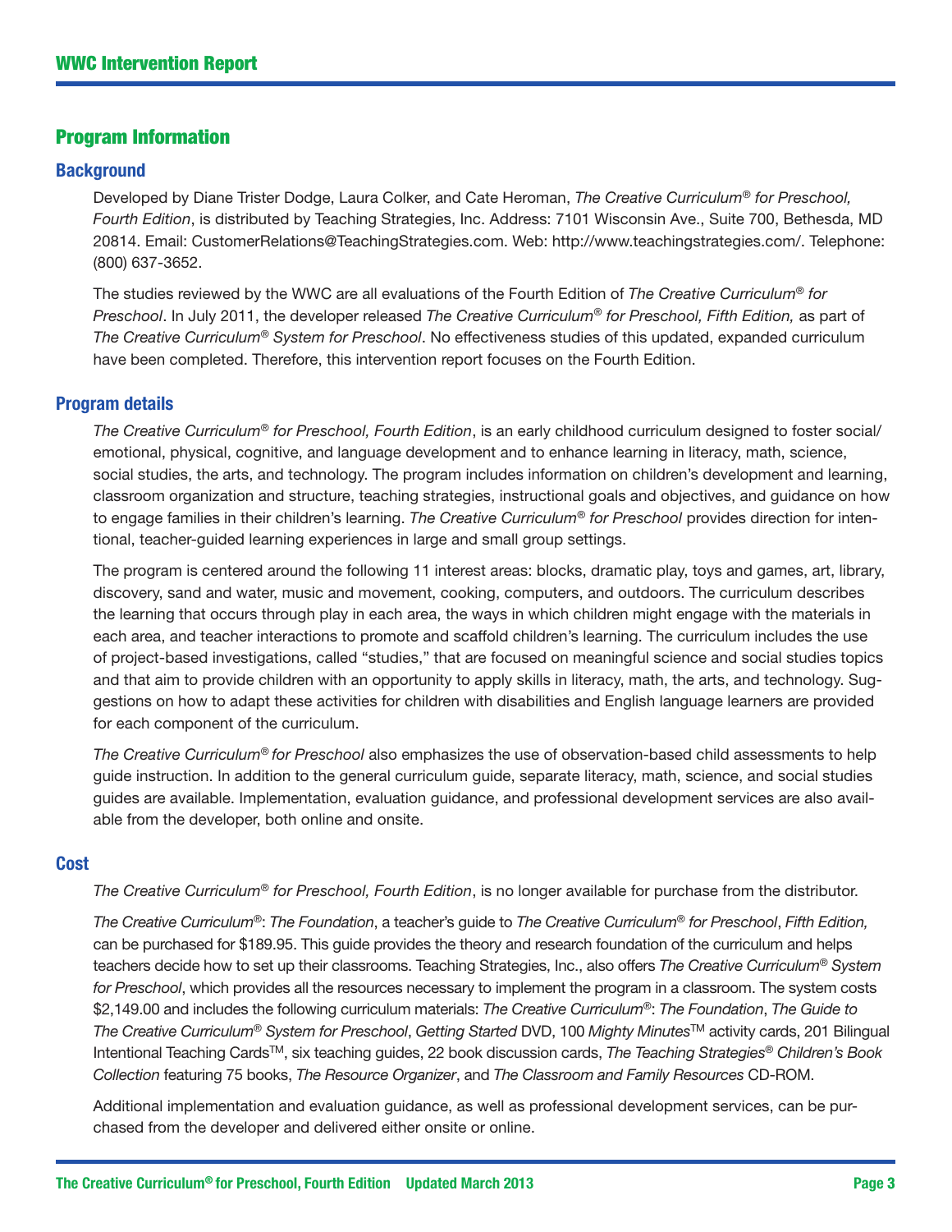## Program Information

### Background

Developed by Diane Trister Dodge, Laura Colker, and Cate Heroman, *The Creative Curriculum® for Preschool, Fourth Edition*, is distributed by Teaching Strategies, Inc. Address: 7101 Wisconsin Ave., Suite 700, Bethesda, MD 20814. Email: CustomerRelations@TeachingStrategies.com. Web: http://www.teachingstrategies.com/. Telephone: (800) 637-3652.

The studies reviewed by the WWC are all evaluations of the Fourth Edition of *The Creative Curriculum® for Preschool*. In July 2011, the developer released *The Creative Curriculum® for Preschool, Fifth Edition,* as part of *The Creative Curriculum® System for Preschool*. No effectiveness studies of this updated, expanded curriculum have been completed. Therefore, this intervention report focuses on the Fourth Edition.

### Program details

*The Creative Curriculum® for Preschool, Fourth Edition*, is an early childhood curriculum designed to foster social/emotional, physical, cognitive, and language development and to enhance learning in literacy, math, science, social studies, the arts, and technology. The program includes information on children's development and learning, classroom organization and structure, teaching strategies, instructional goals and objectives, and guidance on how to engage families in their children's learning. *The Creative Curriculum® for Preschool* provides direction for intentional, teacher-guided learning experiences in large and small group settings.

The program is centered around the following 11 interest areas: blocks, dramatic play, toys and games, art, library, discovery, sand and water, music and movement, cooking, computers, and outdoors. The curriculum describes the learning that occurs through play in each area, the ways in which children might engage with the materials in each area, and teacher interactions to promote and scaffold children's learning. The curriculum includes the use of project-based investigations, called "studies," that are focused on meaningful science and social studies topics and that aim to provide children with an opportunity to apply skills in literacy, math, the arts, and technology. Suggestions on how to adapt these activities for children with disabilities and English language learners are provided for each component of the curriculum.

*The Creative Curriculum® for Preschool* also emphasizes the use of observation-based child assessments to help guide instruction. In addition to the general curriculum guide, separate literacy, math, science, and social studies guides are available. Implementation, evaluation guidance, and professional development services are also available from the developer, both online and onsite.

### Cost

*The Creative Curriculum® for Preschool, Fourth Edition*, is no longer available for purchase from the distributor.

*The Creative Curriculum®: The Foundation*, a teacher's guide to *The Creative Curriculum® for Preschool*, *Fifth Edition,* can be purchased for $189.95. This guide provides the theory and research foundation of the curriculum and helps teachers decide how to set up their classrooms. Teaching Strategies, Inc., also offers *The Creative Curriculum® System for Preschool*, which provides all the resources necessary to implement the program in a classroom. The system costs $2,149.00 and includes the following curriculum materials: *The Creative Curriculum®: The Foundation*, *The Guide to The Creative Curriculum® System for Preschool*, *Getting Started* DVD, 100 *Mighty Minutes*™ activity cards, 201 Bilingual Intentional Teaching Cards™, six teaching guides, 22 book discussion cards, *The Teaching Strategies® Children's Book Collection* featuring 75 books, *The Resource Organizer*, and *The Classroom and Family Resources* CD-ROM.

Additional implementation and evaluation guidance, as well as professional development services, can be purchased from the developer and delivered either onsite or online.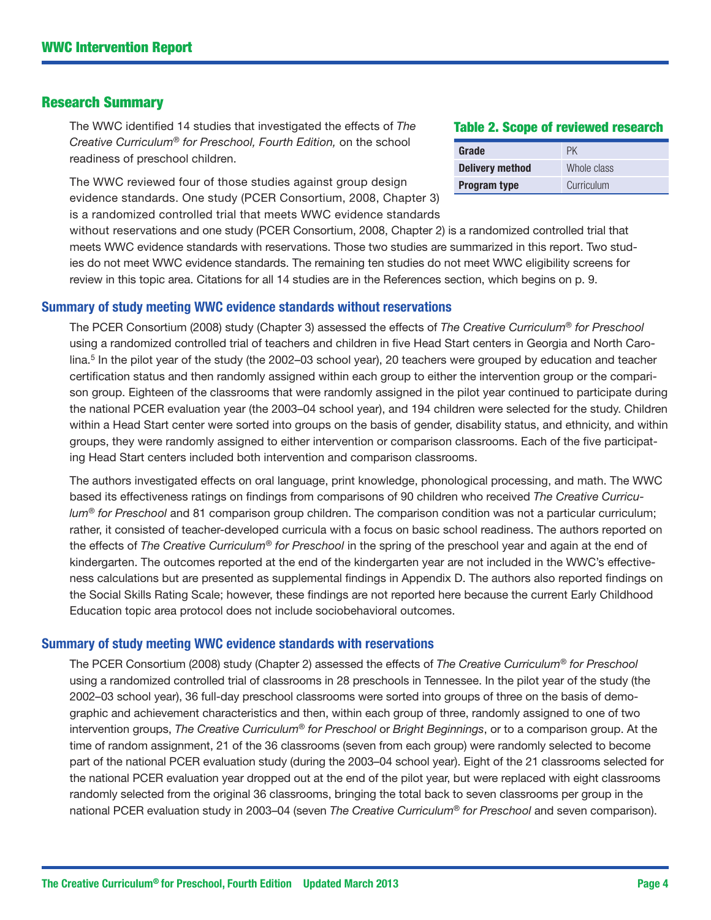## Research Summary

The WWC identified 14 studies that investigated the effects of *The Creative Curriculum® for Preschool, Fourth Edition,* on the school readiness of preschool children.

**Table 2. Scope of reviewed research**

| | |
|---|---|
| **Grade** | PK |
| **Delivery method** | Whole class |
| **Program type** | Curriculum |

The WWC reviewed four of those studies against group design evidence standards. One study (PCER Consortium, 2008, Chapter 3) is a randomized controlled trial that meets WWC evidence standards without reservations and one study (PCER Consortium, 2008, Chapter 2) is a randomized controlled trial that meets WWC evidence standards with reservations. Those two studies are summarized in this report. Two studies do not meet WWC evidence standards. The remaining ten studies do not meet WWC eligibility screens for review in this topic area. Citations for all 14 studies are in the References section, which begins on p. 9.

### Summary of study meeting WWC evidence standards without reservations

The PCER Consortium (2008) study (Chapter 3) assessed the effects of *The Creative Curriculum® for Preschool* using a randomized controlled trial of teachers and children in five Head Start centers in Georgia and North Carolina.[5] In the pilot year of the study (the 2002–03 school year), 20 teachers were grouped by education and teacher certification status and then randomly assigned within each group to either the intervention group or the comparison group. Eighteen of the classrooms that were randomly assigned in the pilot year continued to participate during the national PCER evaluation year (the 2003–04 school year), and 194 children were selected for the study. Children within a Head Start center were sorted into groups on the basis of gender, disability status, and ethnicity, and within groups, they were randomly assigned to either intervention or comparison classrooms. Each of the five participating Head Start centers included both intervention and comparison classrooms.

The authors investigated effects on oral language, print knowledge, phonological processing, and math. The WWC based its effectiveness ratings on findings from comparisons of 90 children who received *The Creative Curriculum® for Preschool* and 81 comparison group children. The comparison condition was not a particular curriculum; rather, it consisted of teacher-developed curricula with a focus on basic school readiness. The authors reported on the effects of *The Creative Curriculum® for Preschool* in the spring of the preschool year and again at the end of kindergarten. The outcomes reported at the end of the kindergarten year are not included in the WWC's effectiveness calculations but are presented as supplemental findings in Appendix D. The authors also reported findings on the Social Skills Rating Scale; however, these findings are not reported here because the current Early Childhood Education topic area protocol does not include sociobehavioral outcomes.

### Summary of study meeting WWC evidence standards with reservations

The PCER Consortium (2008) study (Chapter 2) assessed the effects of *The Creative Curriculum® for Preschool* using a randomized controlled trial of classrooms in 28 preschools in Tennessee. In the pilot year of the study (the 2002–03 school year), 36 full-day preschool classrooms were sorted into groups of three on the basis of demographic and achievement characteristics and then, within each group of three, randomly assigned to one of two intervention groups, *The Creative Curriculum® for Preschool* or *Bright Beginnings*, or to a comparison group. At the time of random assignment, 21 of the 36 classrooms (seven from each group) were randomly selected to become part of the national PCER evaluation study (during the 2003–04 school year). Eight of the 21 classrooms selected for the national PCER evaluation year dropped out at the end of the pilot year, but were replaced with eight classrooms randomly selected from the original 36 classrooms, bringing the total back to seven classrooms per group in the national PCER evaluation study in 2003–04 (seven *The Creative Curriculum® for Preschool* and seven comparison).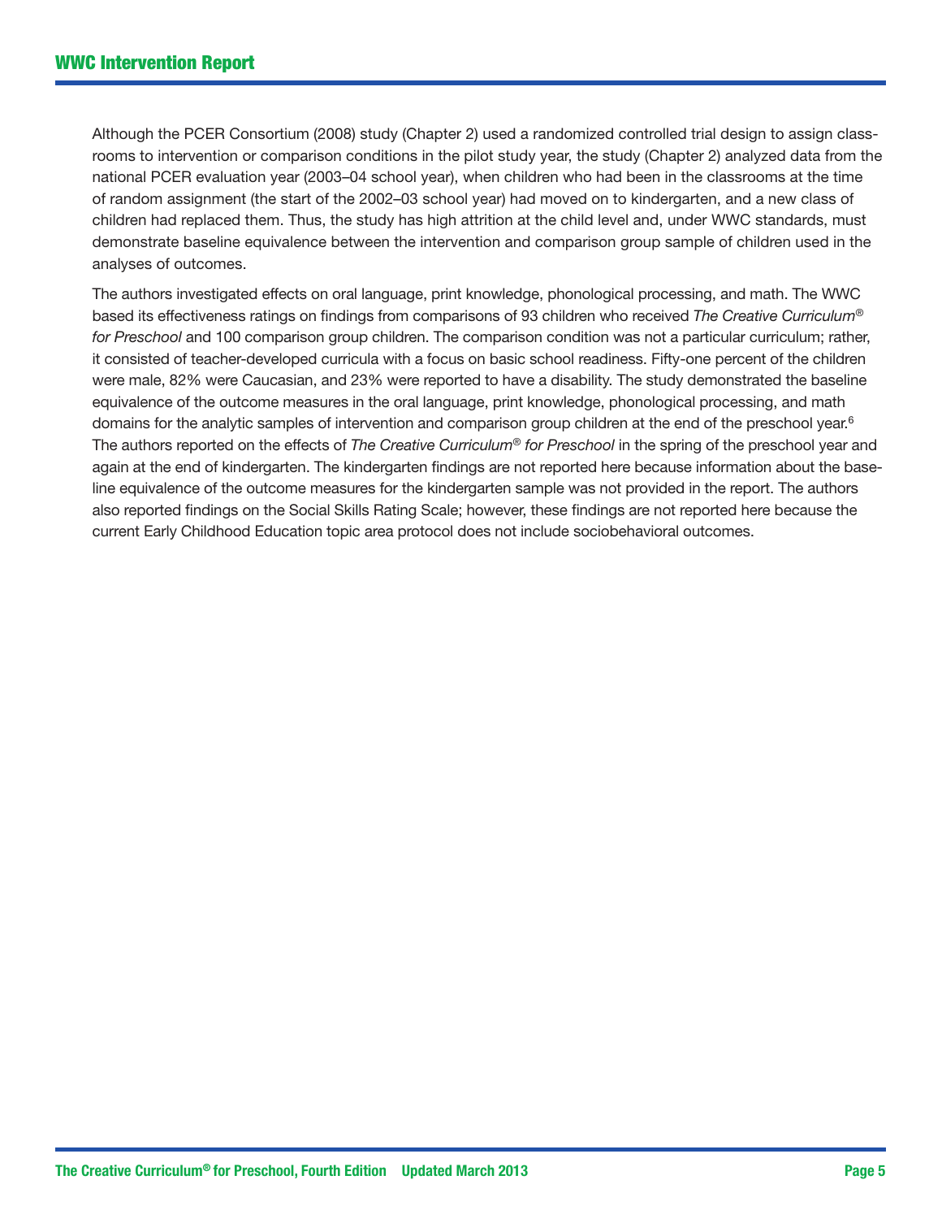Although the PCER Consortium (2008) study (Chapter 2) used a randomized controlled trial design to assign classrooms to intervention or comparison conditions in the pilot study year, the study (Chapter 2) analyzed data from the national PCER evaluation year (2003–04 school year), when children who had been in the classrooms at the time of random assignment (the start of the 2002–03 school year) had moved on to kindergarten, and a new class of children had replaced them. Thus, the study has high attrition at the child level and, under WWC standards, must demonstrate baseline equivalence between the intervention and comparison group sample of children used in the analyses of outcomes.

The authors investigated effects on oral language, print knowledge, phonological processing, and math. The WWC based its effectiveness ratings on findings from comparisons of 93 children who received *The Creative Curriculum® for Preschool* and 100 comparison group children. The comparison condition was not a particular curriculum; rather, it consisted of teacher-developed curricula with a focus on basic school readiness. Fifty-one percent of the children were male, 82% were Caucasian, and 23% were reported to have a disability. The study demonstrated the baseline equivalence of the outcome measures in the oral language, print knowledge, phonological processing, and math domains for the analytic samples of intervention and comparison group children at the end of the preschool year.[6] The authors reported on the effects of *The Creative Curriculum® for Preschool* in the spring of the preschool year and again at the end of kindergarten. The kindergarten findings are not reported here because information about the baseline equivalence of the outcome measures for the kindergarten sample was not provided in the report. The authors also reported findings on the Social Skills Rating Scale; however, these findings are not reported here because the current Early Childhood Education topic area protocol does not include sociobehavioral outcomes.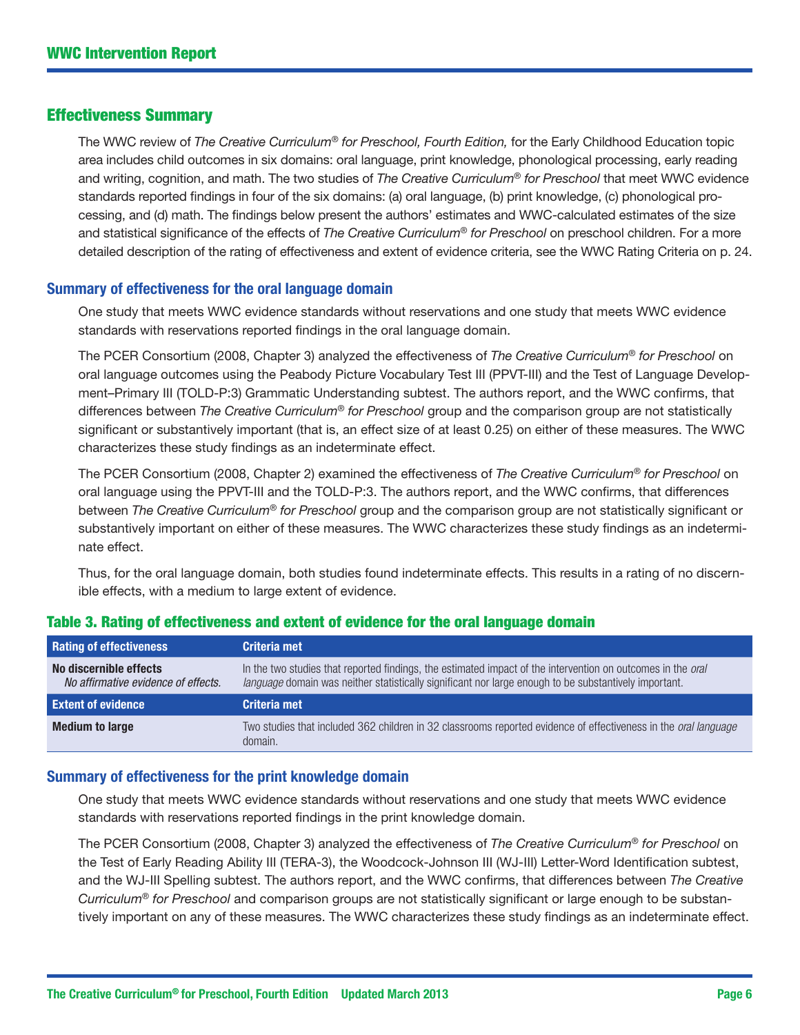## Effectiveness Summary

The WWC review of *The Creative Curriculum® for Preschool, Fourth Edition,* for the Early Childhood Education topic area includes child outcomes in six domains: oral language, print knowledge, phonological processing, early reading and writing, cognition, and math. The two studies of *The Creative Curriculum® for Preschool* that meet WWC evidence standards reported findings in four of the six domains: (a) oral language, (b) print knowledge, (c) phonological processing, and (d) math. The findings below present the authors' estimates and WWC-calculated estimates of the size and statistical significance of the effects of *The Creative Curriculum® for Preschool* on preschool children. For a more detailed description of the rating of effectiveness and extent of evidence criteria, see the WWC Rating Criteria on p. 24.

### Summary of effectiveness for the oral language domain

One study that meets WWC evidence standards without reservations and one study that meets WWC evidence standards with reservations reported findings in the oral language domain.

The PCER Consortium (2008, Chapter 3) analyzed the effectiveness of *The Creative Curriculum® for Preschool* on oral language outcomes using the Peabody Picture Vocabulary Test III (PPVT-III) and the Test of Language Development–Primary III (TOLD-P:3) Grammatic Understanding subtest. The authors report, and the WWC confirms, that differences between *The Creative Curriculum® for Preschool* group and the comparison group are not statistically significant or substantively important (that is, an effect size of at least 0.25) on either of these measures. The WWC characterizes these study findings as an indeterminate effect.

The PCER Consortium (2008, Chapter 2) examined the effectiveness of *The Creative Curriculum® for Preschool* on oral language using the PPVT-III and the TOLD-P:3. The authors report, and the WWC confirms, that differences between *The Creative Curriculum® for Preschool* group and the comparison group are not statistically significant or substantively important on either of these measures. The WWC characterizes these study findings as an indeterminate effect.

Thus, for the oral language domain, both studies found indeterminate effects. This results in a rating of no discernible effects, with a medium to large extent of evidence.

#### Table 3. Rating of effectiveness and extent of evidence for the oral language domain

| Rating of effectiveness | Criteria met |
|---|---|
| **No discernible effects** *No affirmative evidence of effects.* | In the two studies that reported findings, the estimated impact of the intervention on outcomes in the *oral language* domain was neither statistically significant nor large enough to be substantively important. |
| **Extent of evidence** | **Criteria met** |
| **Medium to large** | Two studies that included 362 children in 32 classrooms reported evidence of effectiveness in the *oral language* domain. |

### Summary of effectiveness for the print knowledge domain

One study that meets WWC evidence standards without reservations and one study that meets WWC evidence standards with reservations reported findings in the print knowledge domain.

The PCER Consortium (2008, Chapter 3) analyzed the effectiveness of *The Creative Curriculum® for Preschool* on the Test of Early Reading Ability III (TERA-3), the Woodcock-Johnson III (WJ-III) Letter-Word Identification subtest, and the WJ-III Spelling subtest. The authors report, and the WWC confirms, that differences between *The Creative Curriculum® for Preschool* and comparison groups are not statistically significant or large enough to be substantively important on any of these measures. The WWC characterizes these study findings as an indeterminate effect.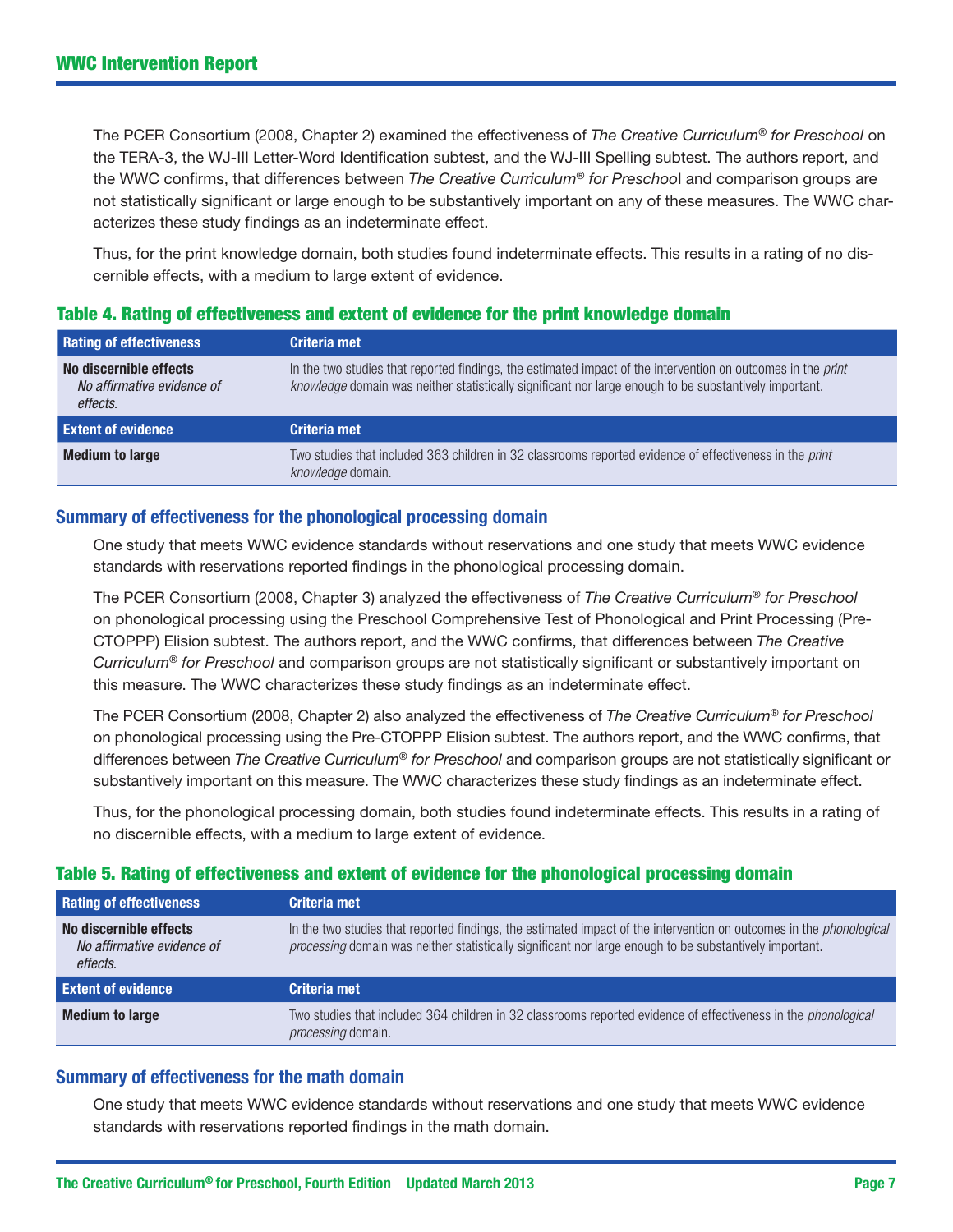The PCER Consortium (2008, Chapter 2) examined the effectiveness of *The Creative Curriculum® for Preschool* on the TERA-3, the WJ-III Letter-Word Identification subtest, and the WJ-III Spelling subtest. The authors report, and the WWC confirms, that differences between *The Creative Curriculum® for Preschool* and comparison groups are not statistically significant or large enough to be substantively important on any of these measures. The WWC characterizes these study findings as an indeterminate effect.

Thus, for the print knowledge domain, both studies found indeterminate effects. This results in a rating of no discernible effects, with a medium to large extent of evidence.

### Table 4. Rating of effectiveness and extent of evidence for the print knowledge domain

| Rating of effectiveness | Criteria met |
|---|---|
| **No discernible effects** *No affirmative evidence of effects.* | In the two studies that reported findings, the estimated impact of the intervention on outcomes in the *print knowledge* domain was neither statistically significant nor large enough to be substantively important. |
| **Extent of evidence** | **Criteria met** |
| **Medium to large** | Two studies that included 363 children in 32 classrooms reported evidence of effectiveness in the *print knowledge* domain. |

## Summary of effectiveness for the phonological processing domain

One study that meets WWC evidence standards without reservations and one study that meets WWC evidence standards with reservations reported findings in the phonological processing domain.

The PCER Consortium (2008, Chapter 3) analyzed the effectiveness of *The Creative Curriculum® for Preschool* on phonological processing using the Preschool Comprehensive Test of Phonological and Print Processing (Pre-CTOPPP) Elision subtest. The authors report, and the WWC confirms, that differences between *The Creative Curriculum® for Preschool* and comparison groups are not statistically significant or substantively important on this measure. The WWC characterizes these study findings as an indeterminate effect.

The PCER Consortium (2008, Chapter 2) also analyzed the effectiveness of *The Creative Curriculum® for Preschool* on phonological processing using the Pre-CTOPPP Elision subtest. The authors report, and the WWC confirms, that differences between *The Creative Curriculum® for Preschool* and comparison groups are not statistically significant or substantively important on this measure. The WWC characterizes these study findings as an indeterminate effect.

Thus, for the phonological processing domain, both studies found indeterminate effects. This results in a rating of no discernible effects, with a medium to large extent of evidence.

### Table 5. Rating of effectiveness and extent of evidence for the phonological processing domain

| Rating of effectiveness | Criteria met |
|---|---|
| **No discernible effects** *No affirmative evidence of effects.* | In the two studies that reported findings, the estimated impact of the intervention on outcomes in the *phonological processing* domain was neither statistically significant nor large enough to be substantively important. |
| **Extent of evidence** | **Criteria met** |
| **Medium to large** | Two studies that included 364 children in 32 classrooms reported evidence of effectiveness in the *phonological processing* domain. |

## Summary of effectiveness for the math domain

One study that meets WWC evidence standards without reservations and one study that meets WWC evidence standards with reservations reported findings in the math domain.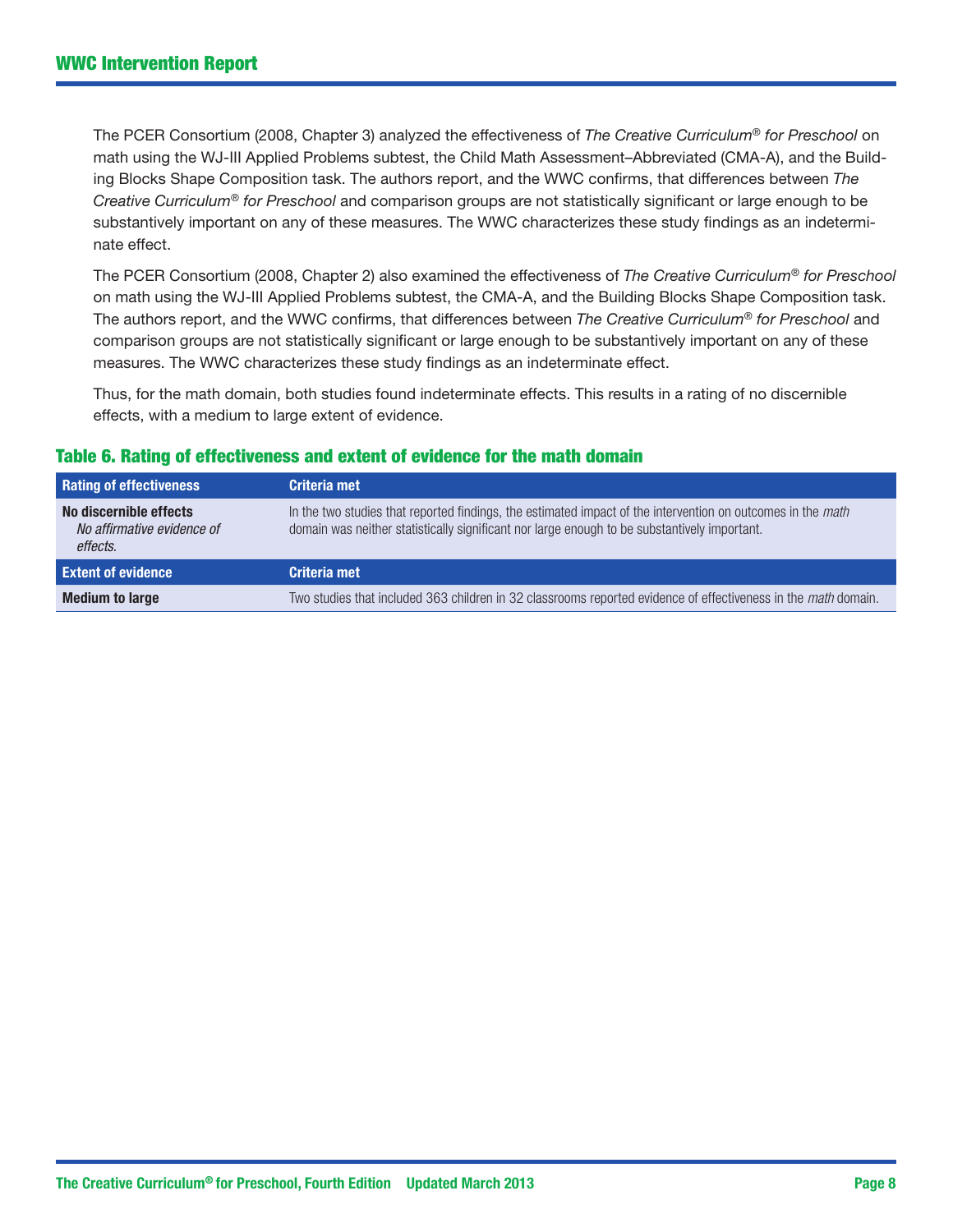The PCER Consortium (2008, Chapter 3) analyzed the effectiveness of *The Creative Curriculum® for Preschool* on math using the WJ-III Applied Problems subtest, the Child Math Assessment–Abbreviated (CMA-A), and the Building Blocks Shape Composition task. The authors report, and the WWC confirms, that differences between *The Creative Curriculum® for Preschool* and comparison groups are not statistically significant or large enough to be substantively important on any of these measures. The WWC characterizes these study findings as an indeterminate effect.

The PCER Consortium (2008, Chapter 2) also examined the effectiveness of *The Creative Curriculum® for Preschool* on math using the WJ-III Applied Problems subtest, the CMA-A, and the Building Blocks Shape Composition task. The authors report, and the WWC confirms, that differences between *The Creative Curriculum® for Preschool* and comparison groups are not statistically significant or large enough to be substantively important on any of these measures. The WWC characterizes these study findings as an indeterminate effect.

Thus, for the math domain, both studies found indeterminate effects. This results in a rating of no discernible effects, with a medium to large extent of evidence.

### Table 6. Rating of effectiveness and extent of evidence for the math domain

| Rating of effectiveness | Criteria met |
|---|---|
| **No discernible effects** *No affirmative evidence of effects.* | In the two studies that reported findings, the estimated impact of the intervention on outcomes in the *math* domain was neither statistically significant nor large enough to be substantively important. |
| **Extent of evidence** | **Criteria met** |
| **Medium to large** | Two studies that included 363 children in 32 classrooms reported evidence of effectiveness in the *math* domain. |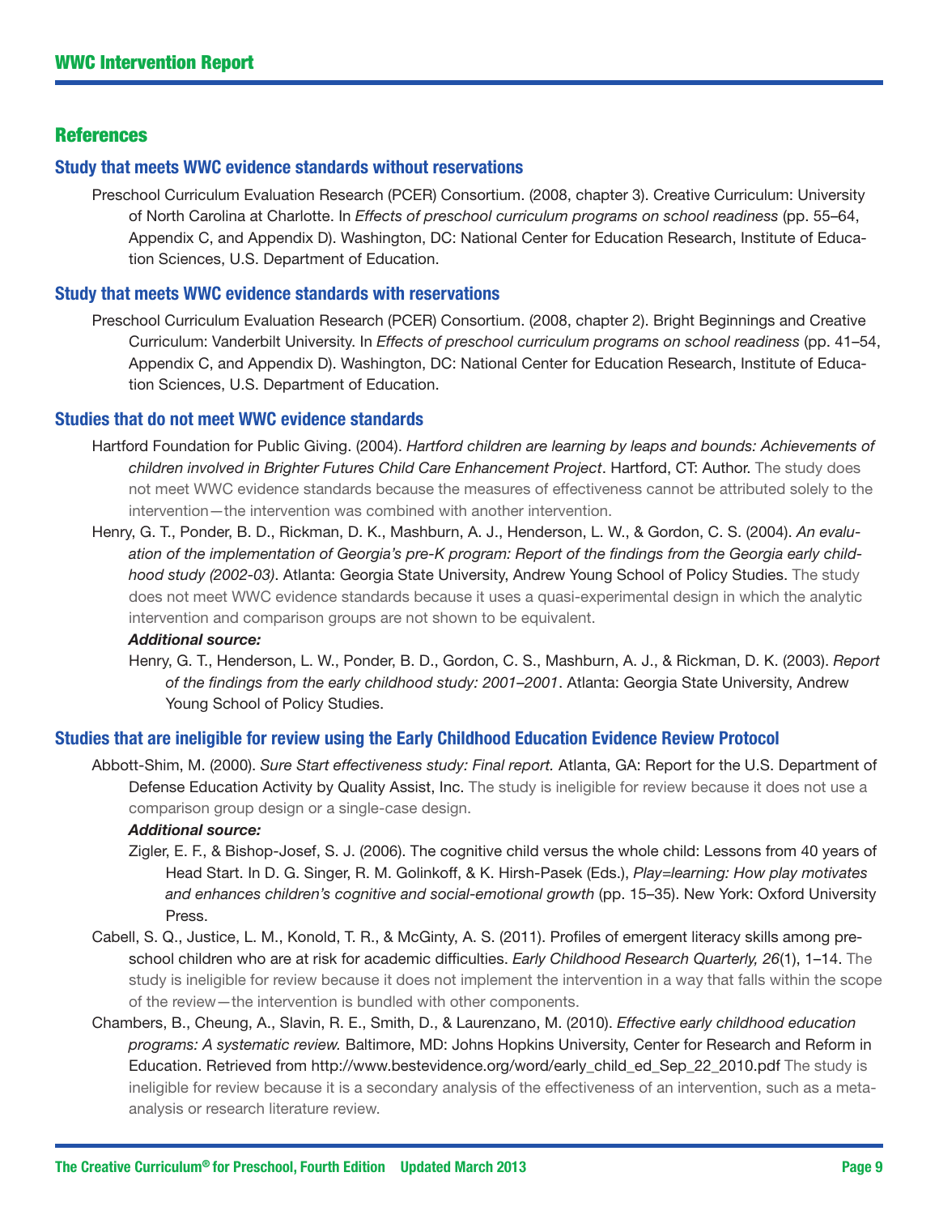## References

### Study that meets WWC evidence standards without reservations

Preschool Curriculum Evaluation Research (PCER) Consortium. (2008, chapter 3). Creative Curriculum: University of North Carolina at Charlotte. In *Effects of preschool curriculum programs on school readiness* (pp. 55–64, Appendix C, and Appendix D). Washington, DC: National Center for Education Research, Institute of Education Sciences, U.S. Department of Education.

### Study that meets WWC evidence standards with reservations

Preschool Curriculum Evaluation Research (PCER) Consortium. (2008, chapter 2). Bright Beginnings and Creative Curriculum: Vanderbilt University. In *Effects of preschool curriculum programs on school readiness* (pp. 41–54, Appendix C, and Appendix D). Washington, DC: National Center for Education Research, Institute of Education Sciences, U.S. Department of Education.

### Studies that do not meet WWC evidence standards

Hartford Foundation for Public Giving. (2004). *Hartford children are learning by leaps and bounds: Achievements of children involved in Brighter Futures Child Care Enhancement Project*. Hartford, CT: Author. The study does not meet WWC evidence standards because the measures of effectiveness cannot be attributed solely to the intervention—the intervention was combined with another intervention.

Henry, G. T., Ponder, B. D., Rickman, D. K., Mashburn, A. J., Henderson, L. W., & Gordon, C. S. (2004). *An evaluation of the implementation of Georgia's pre-K program: Report of the findings from the Georgia early childhood study (2002-03)*. Atlanta: Georgia State University, Andrew Young School of Policy Studies. The study does not meet WWC evidence standards because it uses a quasi-experimental design in which the analytic intervention and comparison groups are not shown to be equivalent.

***Additional source:***

Henry, G. T., Henderson, L. W., Ponder, B. D., Gordon, C. S., Mashburn, A. J., & Rickman, D. K. (2003). *Report of the findings from the early childhood study: 2001–2001*. Atlanta: Georgia State University, Andrew Young School of Policy Studies.

### Studies that are ineligible for review using the Early Childhood Education Evidence Review Protocol

Abbott-Shim, M. (2000). *Sure Start effectiveness study: Final report.* Atlanta, GA: Report for the U.S. Department of Defense Education Activity by Quality Assist, Inc. The study is ineligible for review because it does not use a comparison group design or a single-case design.

***Additional source:***

Zigler, E. F., & Bishop-Josef, S. J. (2006). The cognitive child versus the whole child: Lessons from 40 years of Head Start. In D. G. Singer, R. M. Golinkoff, & K. Hirsh-Pasek (Eds.), *Play=learning: How play motivates and enhances children's cognitive and social-emotional growth* (pp. 15–35). New York: Oxford University Press.

Cabell, S. Q., Justice, L. M., Konold, T. R., & McGinty, A. S. (2011). Profiles of emergent literacy skills among preschool children who are at risk for academic difficulties. *Early Childhood Research Quarterly, 26*(1), 1–14. The study is ineligible for review because it does not implement the intervention in a way that falls within the scope of the review—the intervention is bundled with other components.

Chambers, B., Cheung, A., Slavin, R. E., Smith, D., & Laurenzano, M. (2010). *Effective early childhood education programs: A systematic review.* Baltimore, MD: Johns Hopkins University, Center for Research and Reform in Education. Retrieved from http://www.bestevidence.org/word/early_child_ed_Sep_22_2010.pdf The study is ineligible for review because it is a secondary analysis of the effectiveness of an intervention, such as a meta-analysis or research literature review.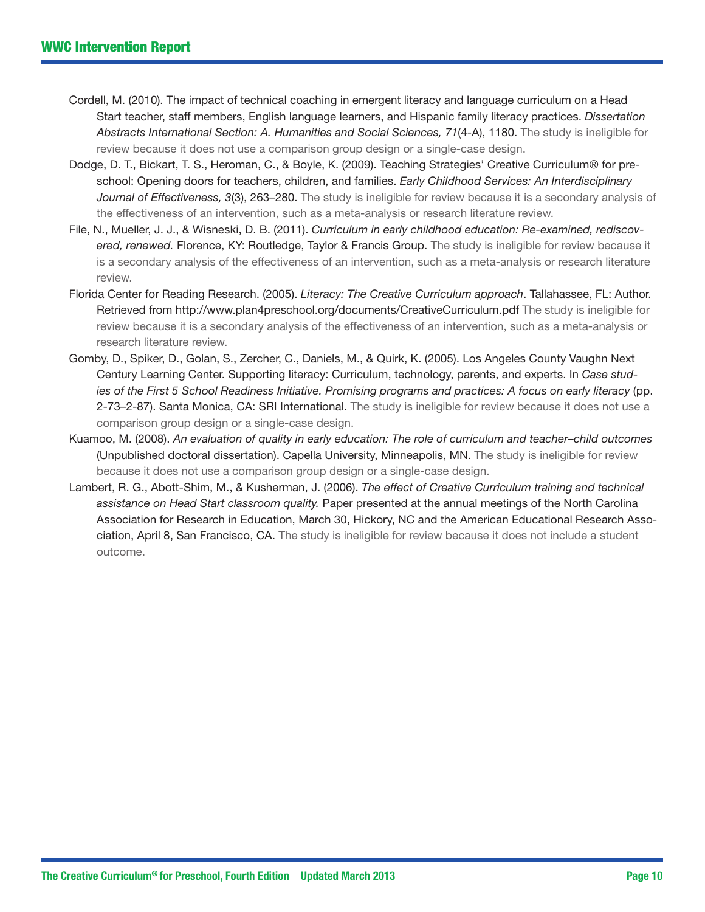Cordell, M. (2010). The impact of technical coaching in emergent literacy and language curriculum on a Head Start teacher, staff members, English language learners, and Hispanic family literacy practices. *Dissertation Abstracts International Section: A. Humanities and Social Sciences, 71*(4-A), 1180. The study is ineligible for review because it does not use a comparison group design or a single-case design.

Dodge, D. T., Bickart, T. S., Heroman, C., & Boyle, K. (2009). Teaching Strategies' Creative Curriculum® for preschool: Opening doors for teachers, children, and families. *Early Childhood Services: An Interdisciplinary Journal of Effectiveness, 3*(3), 263–280. The study is ineligible for review because it is a secondary analysis of the effectiveness of an intervention, such as a meta-analysis or research literature review.

File, N., Mueller, J. J., & Wisneski, D. B. (2011). *Curriculum in early childhood education: Re-examined, rediscovered, renewed.* Florence, KY: Routledge, Taylor & Francis Group. The study is ineligible for review because it is a secondary analysis of the effectiveness of an intervention, such as a meta-analysis or research literature review.

Florida Center for Reading Research. (2005). *Literacy: The Creative Curriculum approach*. Tallahassee, FL: Author. Retrieved from http://www.plan4preschool.org/documents/CreativeCurriculum.pdf The study is ineligible for review because it is a secondary analysis of the effectiveness of an intervention, such as a meta-analysis or research literature review.

Gomby, D., Spiker, D., Golan, S., Zercher, C., Daniels, M., & Quirk, K. (2005). Los Angeles County Vaughn Next Century Learning Center. Supporting literacy: Curriculum, technology, parents, and experts. In *Case studies of the First 5 School Readiness Initiative. Promising programs and practices: A focus on early literacy* (pp. 2-73–2-87). Santa Monica, CA: SRI International. The study is ineligible for review because it does not use a comparison group design or a single-case design.

Kuamoo, M. (2008). *An evaluation of quality in early education: The role of curriculum and teacher–child outcomes* (Unpublished doctoral dissertation). Capella University, Minneapolis, MN. The study is ineligible for review because it does not use a comparison group design or a single-case design.

Lambert, R. G., Abott-Shim, M., & Kusherman, J. (2006). *The effect of Creative Curriculum training and technical assistance on Head Start classroom quality.* Paper presented at the annual meetings of the North Carolina Association for Research in Education, March 30, Hickory, NC and the American Educational Research Association, April 8, San Francisco, CA. The study is ineligible for review because it does not include a student outcome.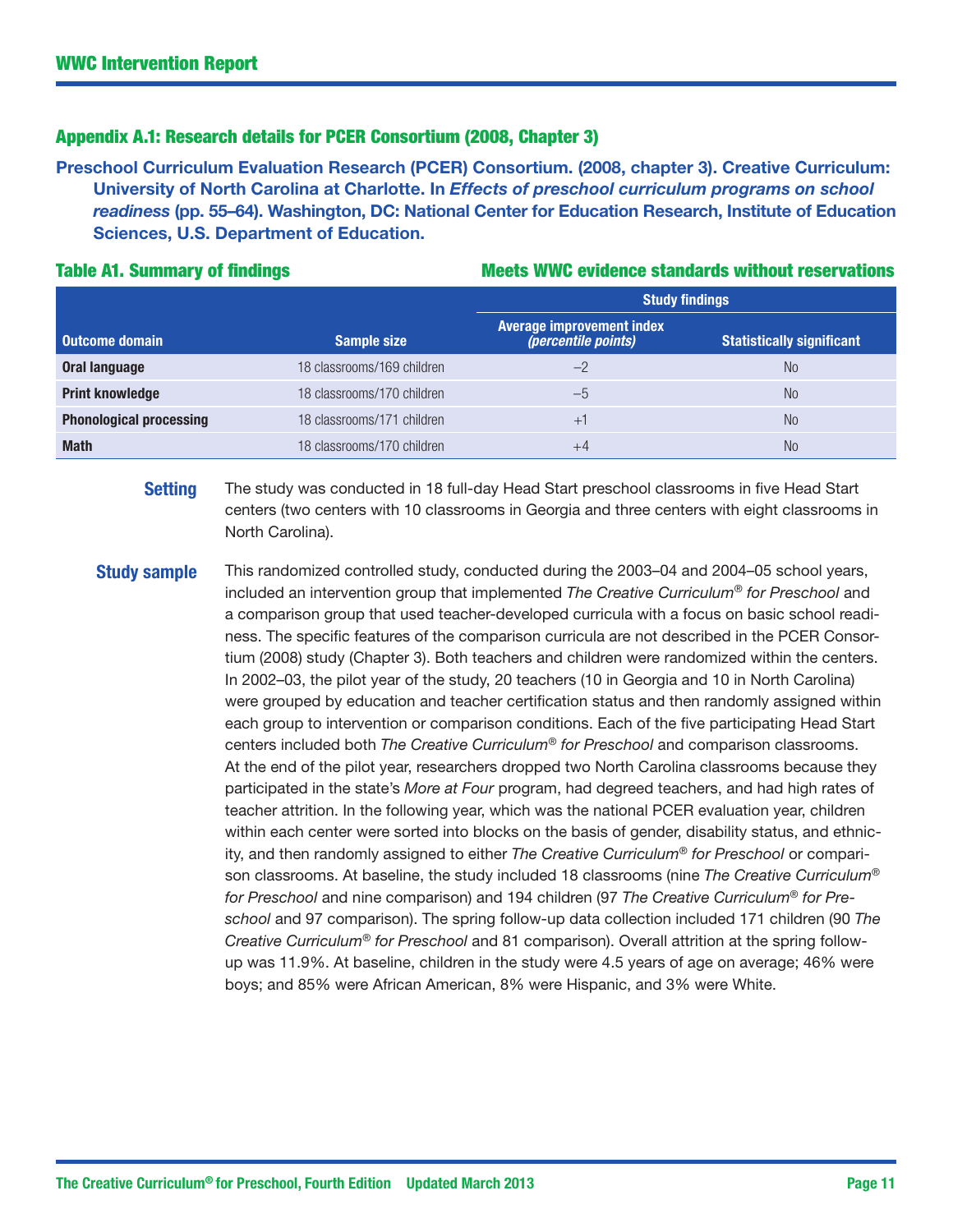## Appendix A.1: Research details for PCER Consortium (2008, Chapter 3)

**Preschool Curriculum Evaluation Research (PCER) Consortium. (2008, chapter 3). Creative Curriculum: University of North Carolina at Charlotte. In *Effects of preschool curriculum programs on school readiness* (pp. 55–64). Washington, DC: National Center for Education Research, Institute of Education Sciences, U.S. Department of Education.**

### Table A1. Summary of findings

**Meets WWC evidence standards without reservations**

| | | Study findings | |
|---|---|---|---|
| **Outcome domain** | **Sample size** | **Average improvement index *(percentile points)*** | **Statistically significant** |
| **Oral language** | 18 classrooms/169 children | –2 | No |
| **Print knowledge** | 18 classrooms/170 children | –5 | No |
| **Phonological processing** | 18 classrooms/171 children | +1 | No |
| **Math** | 18 classrooms/170 children | +4 | No |

**Setting** The study was conducted in 18 full-day Head Start preschool classrooms in five Head Start centers (two centers with 10 classrooms in Georgia and three centers with eight classrooms in North Carolina).

**Study sample** This randomized controlled study, conducted during the 2003–04 and 2004–05 school years, included an intervention group that implemented *The Creative Curriculum® for Preschool* and a comparison group that used teacher-developed curricula with a focus on basic school readiness. The specific features of the comparison curricula are not described in the PCER Consortium (2008) study (Chapter 3). Both teachers and children were randomized within the centers. In 2002–03, the pilot year of the study, 20 teachers (10 in Georgia and 10 in North Carolina) were grouped by education and teacher certification status and then randomly assigned within each group to intervention or comparison conditions. Each of the five participating Head Start centers included both *The Creative Curriculum® for Preschool* and comparison classrooms. At the end of the pilot year, researchers dropped two North Carolina classrooms because they participated in the state's *More at Four* program, had degreed teachers, and had high rates of teacher attrition. In the following year, which was the national PCER evaluation year, children within each center were sorted into blocks on the basis of gender, disability status, and ethnicity, and then randomly assigned to either *The Creative Curriculum® for Preschool* or comparison classrooms. At baseline, the study included 18 classrooms (nine *The Creative Curriculum® for Preschool* and nine comparison) and 194 children (97 *The Creative Curriculum® for Preschool* and 97 comparison). The spring follow-up data collection included 171 children (90 *The Creative Curriculum® for Preschool* and 81 comparison). Overall attrition at the spring follow-up was 11.9%. At baseline, children in the study were 4.5 years of age on average; 46% were boys; and 85% were African American, 8% were Hispanic, and 3% were White.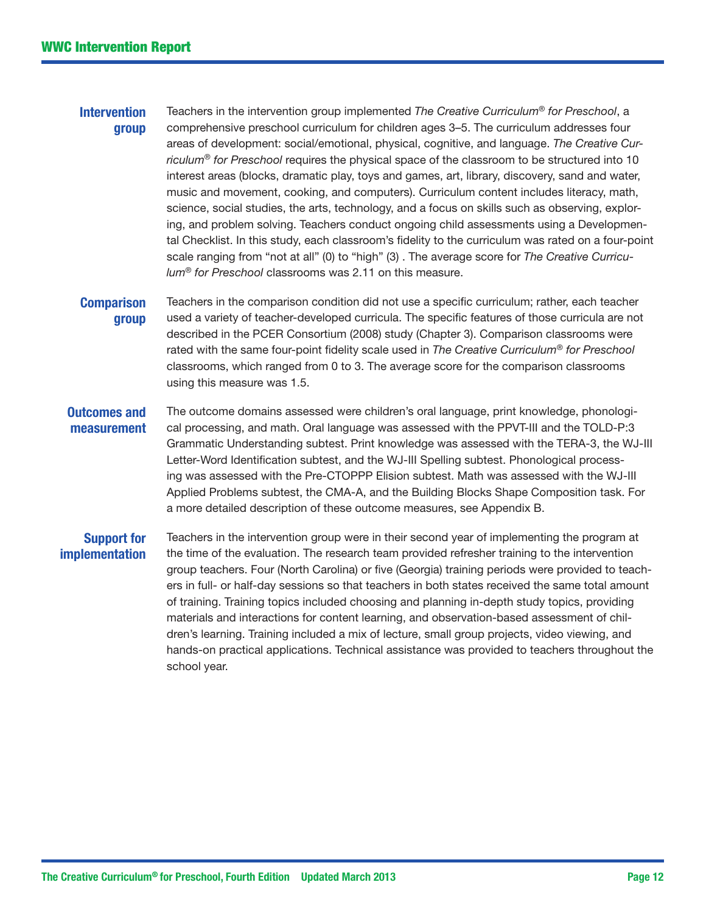**Intervention group**

Teachers in the intervention group implemented *The Creative Curriculum® for Preschool*, a comprehensive preschool curriculum for children ages 3–5. The curriculum addresses four areas of development: social/emotional, physical, cognitive, and language. *The Creative Curriculum® for Preschool* requires the physical space of the classroom to be structured into 10 interest areas (blocks, dramatic play, toys and games, art, library, discovery, sand and water, music and movement, cooking, and computers). Curriculum content includes literacy, math, science, social studies, the arts, technology, and a focus on skills such as observing, exploring, and problem solving. Teachers conduct ongoing child assessments using a Developmental Checklist. In this study, each classroom's fidelity to the curriculum was rated on a four-point scale ranging from "not at all" (0) to "high" (3) . The average score for *The Creative Curriculum® for Preschool* classrooms was 2.11 on this measure.

**Comparison group**

Teachers in the comparison condition did not use a specific curriculum; rather, each teacher used a variety of teacher-developed curricula. The specific features of those curricula are not described in the PCER Consortium (2008) study (Chapter 3). Comparison classrooms were rated with the same four-point fidelity scale used in *The Creative Curriculum® for Preschool* classrooms, which ranged from 0 to 3. The average score for the comparison classrooms using this measure was 1.5.

**Outcomes and measurement**

The outcome domains assessed were children's oral language, print knowledge, phonological processing, and math. Oral language was assessed with the PPVT-III and the TOLD-P:3 Grammatic Understanding subtest. Print knowledge was assessed with the TERA-3, the WJ-III Letter-Word Identification subtest, and the WJ-III Spelling subtest. Phonological processing was assessed with the Pre-CTOPPP Elision subtest. Math was assessed with the WJ-III Applied Problems subtest, the CMA-A, and the Building Blocks Shape Composition task. For a more detailed description of these outcome measures, see Appendix B.

**Support for implementation**

Teachers in the intervention group were in their second year of implementing the program at the time of the evaluation. The research team provided refresher training to the intervention group teachers. Four (North Carolina) or five (Georgia) training periods were provided to teachers in full- or half-day sessions so that teachers in both states received the same total amount of training. Training topics included choosing and planning in-depth study topics, providing materials and interactions for content learning, and observation-based assessment of children's learning. Training included a mix of lecture, small group projects, video viewing, and hands-on practical applications. Technical assistance was provided to teachers throughout the school year.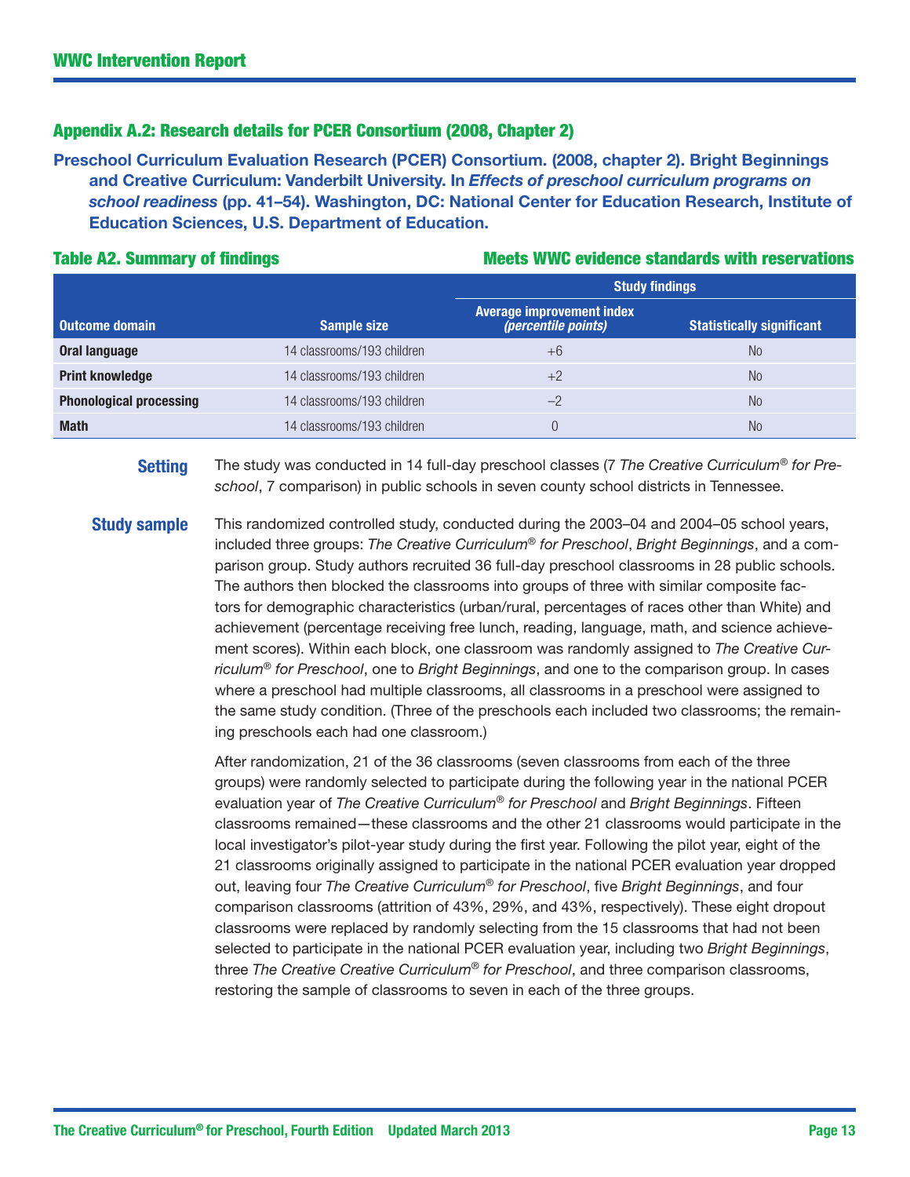## Appendix A.2: Research details for PCER Consortium (2008, Chapter 2)

**Preschool Curriculum Evaluation Research (PCER) Consortium. (2008, chapter 2). Bright Beginnings and Creative Curriculum: Vanderbilt University. In *Effects of preschool curriculum programs on school readiness* (pp. 41–54). Washington, DC: National Center for Education Research, Institute of Education Sciences, U.S. Department of Education.**

**Table A2. Summary of findings** — **Meets WWC evidence standards with reservations**

| | | Study findings | |
|---|---|---|---|
| **Outcome domain** | **Sample size** | **Average improvement index *(percentile points)*** | **Statistically significant** |
| **Oral language** | 14 classrooms/193 children | +6 | No |
| **Print knowledge** | 14 classrooms/193 children | +2 | No |
| **Phonological processing** | 14 classrooms/193 children | –2 | No |
| **Math** | 14 classrooms/193 children | 0 | No |

**Setting** The study was conducted in 14 full-day preschool classes (7 *The Creative Curriculum® for Preschool*, 7 comparison) in public schools in seven county school districts in Tennessee.

**Study sample** This randomized controlled study, conducted during the 2003–04 and 2004–05 school years, included three groups: *The Creative Curriculum® for Preschool*, *Bright Beginnings*, and a comparison group. Study authors recruited 36 full-day preschool classrooms in 28 public schools. The authors then blocked the classrooms into groups of three with similar composite factors for demographic characteristics (urban/rural, percentages of races other than White) and achievement (percentage receiving free lunch, reading, language, math, and science achievement scores). Within each block, one classroom was randomly assigned to *The Creative Curriculum® for Preschool*, one to *Bright Beginnings*, and one to the comparison group. In cases where a preschool had multiple classrooms, all classrooms in a preschool were assigned to the same study condition. (Three of the preschools each included two classrooms; the remaining preschools each had one classroom.)

After randomization, 21 of the 36 classrooms (seven classrooms from each of the three groups) were randomly selected to participate during the following year in the national PCER evaluation year of *The Creative Curriculum® for Preschool* and *Bright Beginnings*. Fifteen classrooms remained—these classrooms and the other 21 classrooms would participate in the local investigator's pilot-year study during the first year. Following the pilot year, eight of the 21 classrooms originally assigned to participate in the national PCER evaluation year dropped out, leaving four *The Creative Curriculum® for Preschool*, five *Bright Beginnings*, and four comparison classrooms (attrition of 43%, 29%, and 43%, respectively). These eight dropout classrooms were replaced by randomly selecting from the 15 classrooms that had not been selected to participate in the national PCER evaluation year, including two *Bright Beginnings*, three *The Creative Creative Curriculum® for Preschool*, and three comparison classrooms, restoring the sample of classrooms to seven in each of the three groups.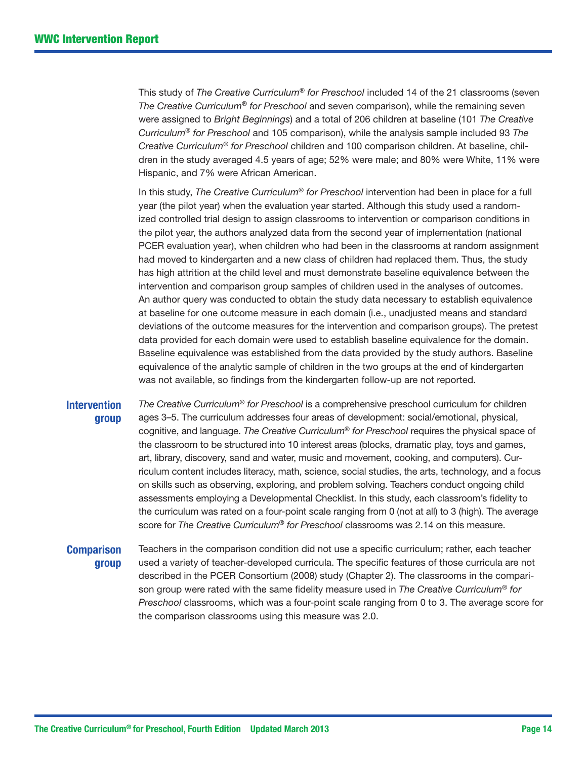This study of *The Creative Curriculum® for Preschool* included 14 of the 21 classrooms (seven *The Creative Curriculum® for Preschool* and seven comparison), while the remaining seven were assigned to *Bright Beginnings*) and a total of 206 children at baseline (101 *The Creative Curriculum® for Preschool* and 105 comparison), while the analysis sample included 93 *The Creative Curriculum® for Preschool* children and 100 comparison children. At baseline, children in the study averaged 4.5 years of age; 52% were male; and 80% were White, 11% were Hispanic, and 7% were African American.

In this study, *The Creative Curriculum® for Preschool* intervention had been in place for a full year (the pilot year) when the evaluation year started. Although this study used a randomized controlled trial design to assign classrooms to intervention or comparison conditions in the pilot year, the authors analyzed data from the second year of implementation (national PCER evaluation year), when children who had been in the classrooms at random assignment had moved to kindergarten and a new class of children had replaced them. Thus, the study has high attrition at the child level and must demonstrate baseline equivalence between the intervention and comparison group samples of children used in the analyses of outcomes. An author query was conducted to obtain the study data necessary to establish equivalence at baseline for one outcome measure in each domain (i.e., unadjusted means and standard deviations of the outcome measures for the intervention and comparison groups). The pretest data provided for each domain were used to establish baseline equivalence for the domain. Baseline equivalence was established from the data provided by the study authors. Baseline equivalence of the analytic sample of children in the two groups at the end of kindergarten was not available, so findings from the kindergarten follow-up are not reported.

**Intervention group**

*The Creative Curriculum® for Preschool* is a comprehensive preschool curriculum for children ages 3–5. The curriculum addresses four areas of development: social/emotional, physical, cognitive, and language. *The Creative Curriculum® for Preschool* requires the physical space of the classroom to be structured into 10 interest areas (blocks, dramatic play, toys and games, art, library, discovery, sand and water, music and movement, cooking, and computers). Curriculum content includes literacy, math, science, social studies, the arts, technology, and a focus on skills such as observing, exploring, and problem solving. Teachers conduct ongoing child assessments employing a Developmental Checklist. In this study, each classroom's fidelity to the curriculum was rated on a four-point scale ranging from 0 (not at all) to 3 (high). The average score for *The Creative Curriculum® for Preschool* classrooms was 2.14 on this measure.

**Comparison group**

Teachers in the comparison condition did not use a specific curriculum; rather, each teacher used a variety of teacher-developed curricula. The specific features of those curricula are not described in the PCER Consortium (2008) study (Chapter 2). The classrooms in the comparison group were rated with the same fidelity measure used in *The Creative Curriculum® for Preschool* classrooms, which was a four-point scale ranging from 0 to 3. The average score for the comparison classrooms using this measure was 2.0.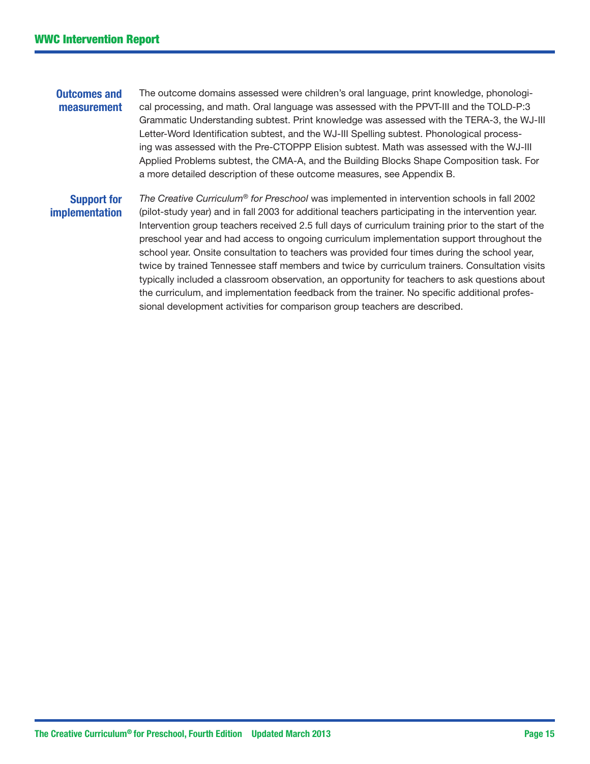**Outcomes and measurement**

The outcome domains assessed were children's oral language, print knowledge, phonological processing, and math. Oral language was assessed with the PPVT-III and the TOLD-P:3 Grammatic Understanding subtest. Print knowledge was assessed with the TERA-3, the WJ-III Letter-Word Identification subtest, and the WJ-III Spelling subtest. Phonological processing was assessed with the Pre-CTOPPP Elision subtest. Math was assessed with the WJ-III Applied Problems subtest, the CMA-A, and the Building Blocks Shape Composition task. For a more detailed description of these outcome measures, see Appendix B.

**Support for implementation**

*The Creative Curriculum® for Preschool* was implemented in intervention schools in fall 2002 (pilot-study year) and in fall 2003 for additional teachers participating in the intervention year. Intervention group teachers received 2.5 full days of curriculum training prior to the start of the preschool year and had access to ongoing curriculum implementation support throughout the school year. Onsite consultation to teachers was provided four times during the school year, twice by trained Tennessee staff members and twice by curriculum trainers. Consultation visits typically included a classroom observation, an opportunity for teachers to ask questions about the curriculum, and implementation feedback from the trainer. No specific additional professional development activities for comparison group teachers are described.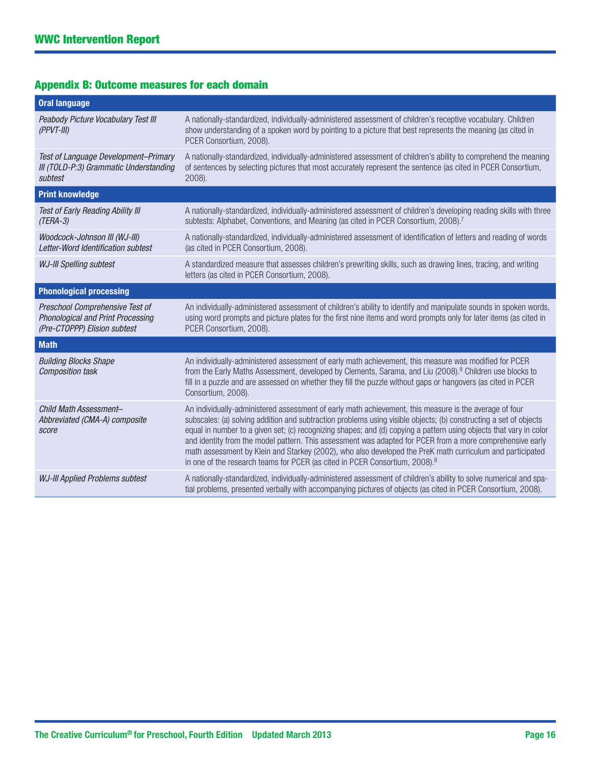## Appendix B: Outcome measures for each domain

| | |
|---|---|
| **Oral language** | |
| *Peabody Picture Vocabulary Test III (PPVT-III)* | A nationally-standardized, individually-administered assessment of children's receptive vocabulary. Children show understanding of a spoken word by pointing to a picture that best represents the meaning (as cited in PCER Consortium, 2008). |
| *Test of Language Development–Primary III (TOLD-P:3) Grammatic Understanding subtest* | A nationally-standardized, individually-administered assessment of children's ability to comprehend the meaning of sentences by selecting pictures that most accurately represent the sentence (as cited in PCER Consortium, 2008). |
| **Print knowledge** | |
| *Test of Early Reading Ability III (TERA-3)* | A nationally-standardized, individually-administered assessment of children's developing reading skills with three subtests: Alphabet, Conventions, and Meaning (as cited in PCER Consortium, 2008).[7] |
| *Woodcock-Johnson III (WJ-III) Letter-Word Identification subtest* | A nationally-standardized, individually-administered assessment of identification of letters and reading of words (as cited in PCER Consortium, 2008). |
| *WJ-III Spelling subtest* | A standardized measure that assesses children's prewriting skills, such as drawing lines, tracing, and writing letters (as cited in PCER Consortium, 2008). |
| **Phonological processing** | |
| *Preschool Comprehensive Test of Phonological and Print Processing (Pre-CTOPPP) Elision subtest* | An individually-administered assessment of children's ability to identify and manipulate sounds in spoken words, using word prompts and picture plates for the first nine items and word prompts only for later items (as cited in PCER Consortium, 2008). |
| **Math** | |
| *Building Blocks Shape Composition task* | An individually-administered assessment of early math achievement, this measure was modified for PCER from the Early Maths Assessment, developed by Clements, Sarama, and Liu (2008).[9] Children use blocks to fill in a puzzle and are assessed on whether they fill the puzzle without gaps or hangovers (as cited in PCER Consortium, 2008). |
| *Child Math Assessment–Abbreviated (CMA-A) composite score* | An individually-administered assessment of early math achievement, this measure is the average of four subscales: (a) solving addition and subtraction problems using visible objects; (b) constructing a set of objects equal in number to a given set; (c) recognizing shapes; and (d) copying a pattern using objects that vary in color and identity from the model pattern. This assessment was adapted for PCER from a more comprehensive early math assessment by Klein and Starkey (2002), who also developed the PreK math curriculum and participated in one of the research teams for PCER (as cited in PCER Consortium, 2008).[8] |
| *WJ-III Applied Problems subtest* | A nationally-standardized, individually-administered assessment of children's ability to solve numerical and spatial problems, presented verbally with accompanying pictures of objects (as cited in PCER Consortium, 2008). |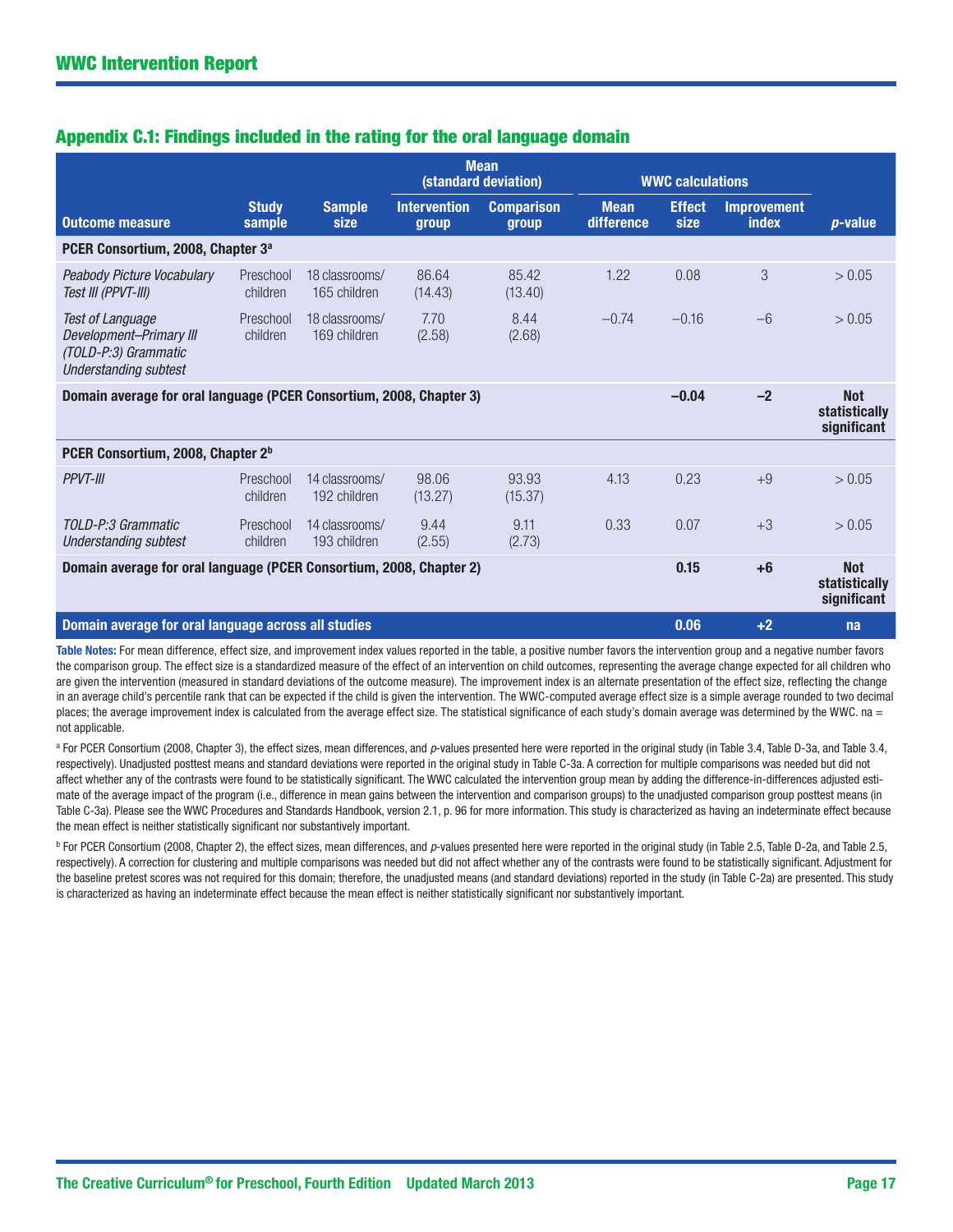## Appendix C.1: Findings included in the rating for the oral language domain

| Outcome measure | Study sample | Sample size | Mean (standard deviation) | | WWC calculations | | | *p*-value |
|---|---|---|---|---|---|---|---|---|
| | | | Intervention group | Comparison group | Mean difference | Effect size | Improvement index | |
| **PCER Consortium, 2008, Chapter 3[a]** | | | | | | | | |
| *Peabody Picture Vocabulary Test III (PPVT-III)* | Preschool children | 18 classrooms/ 165 children | 86.64 (14.43) | 85.42 (13.40) | 1.22 | 0.08 | 3 | > 0.05 |
| *Test of Language Development–Primary III (TOLD-P:3) Grammatic Understanding subtest* | Preschool children | 18 classrooms/ 169 children | 7.70 (2.58) | 8.44 (2.68) | –0.74 | –0.16 | –6 | > 0.05 |
| **Domain average for oral language (PCER Consortium, 2008, Chapter 3)** | | | | | | **–0.04** | **–2** | **Not statistically significant** |
| **PCER Consortium, 2008, Chapter 2[b]** | | | | | | | | |
| *PPVT-III* | Preschool children | 14 classrooms/ 192 children | 98.06 (13.27) | 93.93 (15.37) | 4.13 | 0.23 | +9 | > 0.05 |
| *TOLD-P:3 Grammatic Understanding subtest* | Preschool children | 14 classrooms/ 193 children | 9.44 (2.55) | 9.11 (2.73) | 0.33 | 0.07 | +3 | > 0.05 |
| **Domain average for oral language (PCER Consortium, 2008, Chapter 2)** | | | | | | **0.15** | **+6** | **Not statistically significant** |
| **Domain average for oral language across all studies** | | | | | | **0.06** | **+2** | **na** |

**Table Notes:** For mean difference, effect size, and improvement index values reported in the table, a positive number favors the intervention group and a negative number favors the comparison group. The effect size is a standardized measure of the effect of an intervention on child outcomes, representing the average change expected for all children who are given the intervention (measured in standard deviations of the outcome measure). The improvement index is an alternate presentation of the effect size, reflecting the change in an average child's percentile rank that can be expected if the child is given the intervention. The WWC-computed average effect size is a simple average rounded to two decimal places; the average improvement index is calculated from the average effect size. The statistical significance of each study's domain average was determined by the WWC. na = not applicable.

[a] For PCER Consortium (2008, Chapter 3), the effect sizes, mean differences, and *p*-values presented here were reported in the original study (in Table 3.4, Table D-3a, and Table 3.4, respectively). Unadjusted posttest means and standard deviations were reported in the original study in Table C-3a. A correction for multiple comparisons was needed but did not affect whether any of the contrasts were found to be statistically significant. The WWC calculated the intervention group mean by adding the difference-in-differences adjusted estimate of the average impact of the program (i.e., difference in mean gains between the intervention and comparison groups) to the unadjusted comparison group posttest means (in Table C-3a). Please see the WWC Procedures and Standards Handbook, version 2.1, p. 96 for more information. This study is characterized as having an indeterminate effect because the mean effect is neither statistically significant nor substantively important.

[b] For PCER Consortium (2008, Chapter 2), the effect sizes, mean differences, and *p*-values presented here were reported in the original study (in Table 2.5, Table D-2a, and Table 2.5, respectively). A correction for clustering and multiple comparisons was needed but did not affect whether any of the contrasts were found to be statistically significant. Adjustment for the baseline pretest scores was not required for this domain; therefore, the unadjusted means (and standard deviations) reported in the study (in Table C-2a) are presented. This study is characterized as having an indeterminate effect because the mean effect is neither statistically significant nor substantively important.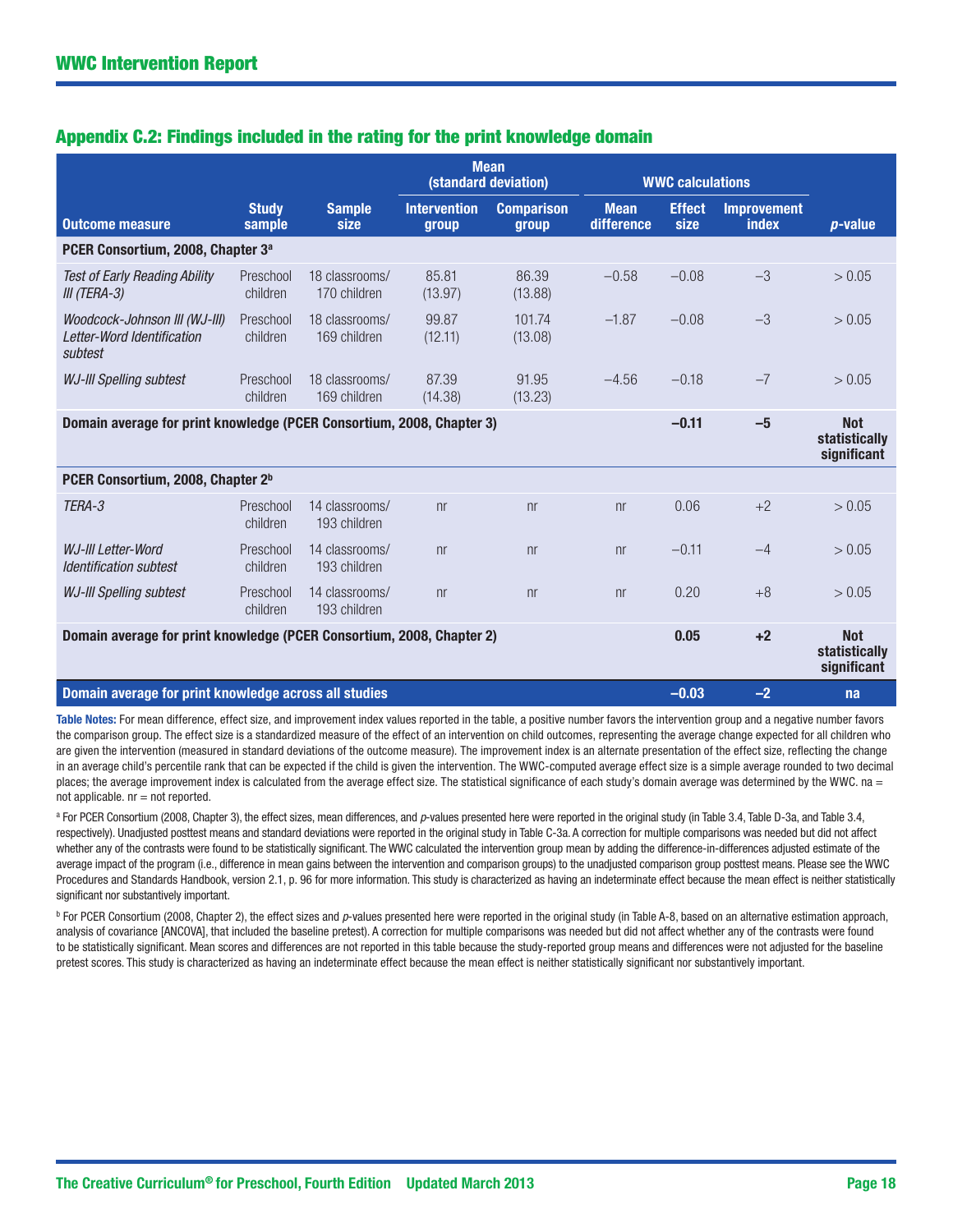## Appendix C.2: Findings included in the rating for the print knowledge domain

| Outcome measure | Study sample | Sample size | Mean (standard deviation) | | WWC calculations | | | *p*-value |
|---|---|---|---|---|---|---|---|---|
| | | | Intervention group | Comparison group | Mean difference | Effect size | Improvement index | |
| **PCER Consortium, 2008, Chapter 3[a]** | | | | | | | | |
| *Test of Early Reading Ability III (TERA-3)* | Preschool children | 18 classrooms/ 170 children | 85.81 (13.97) | 86.39 (13.88) | –0.58 | –0.08 | –3 | > 0.05 |
| *Woodcock-Johnson III (WJ-III) Letter-Word Identification subtest* | Preschool children | 18 classrooms/ 169 children | 99.87 (12.11) | 101.74 (13.08) | –1.87 | –0.08 | –3 | > 0.05 |
| *WJ-III Spelling subtest* | Preschool children | 18 classrooms/ 169 children | 87.39 (14.38) | 91.95 (13.23) | –4.56 | –0.18 | –7 | > 0.05 |
| **Domain average for print knowledge (PCER Consortium, 2008, Chapter 3)** | | | | | | **–0.11** | **–5** | **Not statistically significant** |
| **PCER Consortium, 2008, Chapter 2[b]** | | | | | | | | |
| *TERA-3* | Preschool children | 14 classrooms/ 193 children | nr | nr | nr | 0.06 | +2 | > 0.05 |
| *WJ-III Letter-Word Identification subtest* | Preschool children | 14 classrooms/ 193 children | nr | nr | nr | –0.11 | –4 | > 0.05 |
| *WJ-III Spelling subtest* | Preschool children | 14 classrooms/ 193 children | nr | nr | nr | 0.20 | +8 | > 0.05 |
| **Domain average for print knowledge (PCER Consortium, 2008, Chapter 2)** | | | | | | **0.05** | **+2** | **Not statistically significant** |
| **Domain average for print knowledge across all studies** | | | | | | **–0.03** | **–2** | **na** |

**Table Notes:** For mean difference, effect size, and improvement index values reported in the table, a positive number favors the intervention group and a negative number favors the comparison group. The effect size is a standardized measure of the effect of an intervention on child outcomes, representing the average change expected for all children who are given the intervention (measured in standard deviations of the outcome measure). The improvement index is an alternate presentation of the effect size, reflecting the change in an average child's percentile rank that can be expected if the child is given the intervention. The WWC-computed average effect size is a simple average rounded to two decimal places; the average improvement index is calculated from the average effect size. The statistical significance of each study's domain average was determined by the WWC. na = not applicable. nr = not reported.

[a] For PCER Consortium (2008, Chapter 3), the effect sizes, mean differences, and *p*-values presented here were reported in the original study (in Table 3.4, Table D-3a, and Table 3.4, respectively). Unadjusted posttest means and standard deviations were reported in the original study in Table C-3a. A correction for multiple comparisons was needed but did not affect whether any of the contrasts were found to be statistically significant. The WWC calculated the intervention group mean by adding the difference-in-differences adjusted estimate of the average impact of the program (i.e., difference in mean gains between the intervention and comparison groups) to the unadjusted comparison group posttest means. Please see the WWC Procedures and Standards Handbook, version 2.1, p. 96 for more information. This study is characterized as having an indeterminate effect because the mean effect is neither statistically significant nor substantively important.

[b] For PCER Consortium (2008, Chapter 2), the effect sizes and *p*-values presented here were reported in the original study (in Table A-8, based on an alternative estimation approach, analysis of covariance [ANCOVA], that included the baseline pretest). A correction for multiple comparisons was needed but did not affect whether any of the contrasts were found to be statistically significant. Mean scores and differences are not reported in this table because the study-reported group means and differences were not adjusted for the baseline pretest scores. This study is characterized as having an indeterminate effect because the mean effect is neither statistically significant nor substantively important.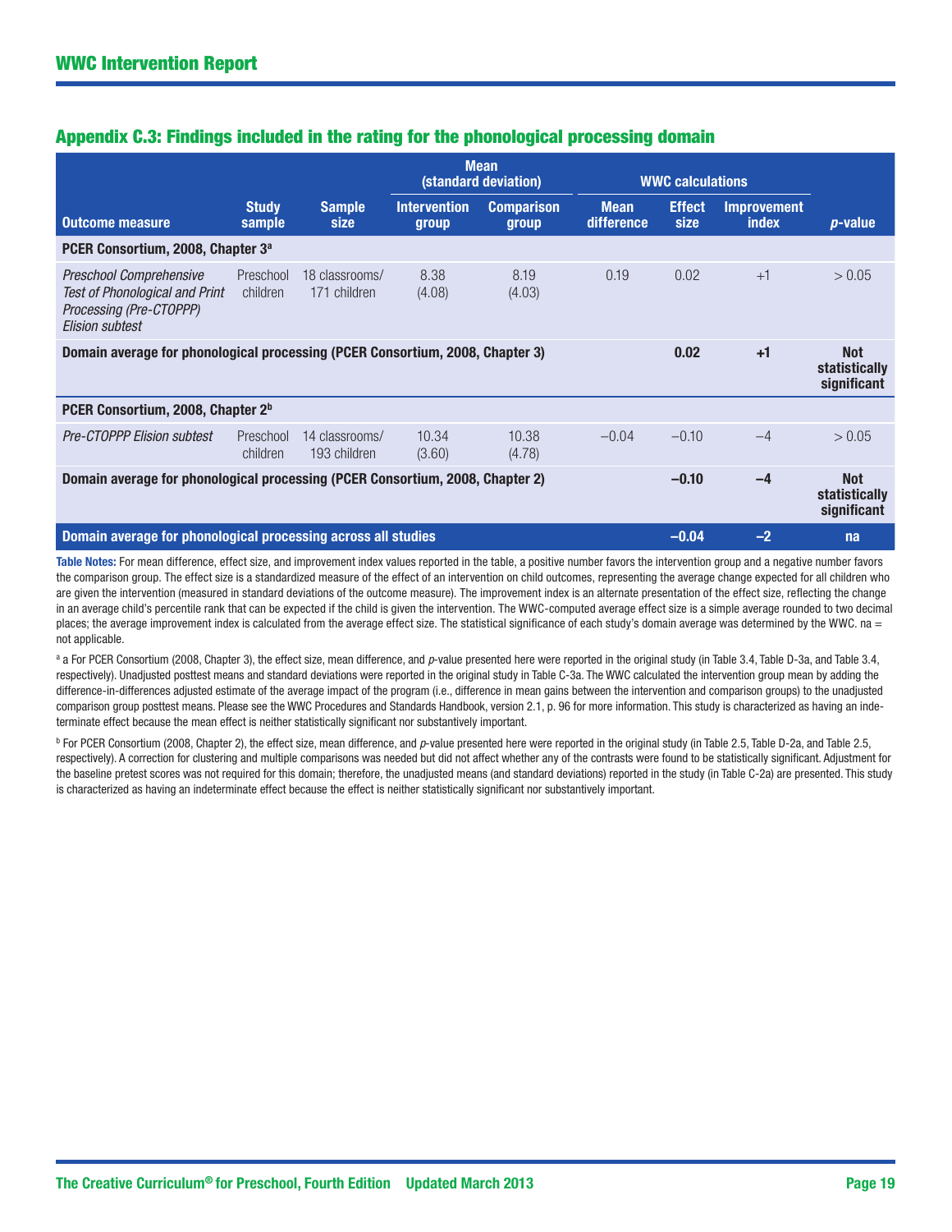## Appendix C.3: Findings included in the rating for the phonological processing domain

| Outcome measure | Study sample | Sample size | Mean (standard deviation) | | WWC calculations | | | *p*-value |
|---|---|---|---|---|---|---|---|---|
| | | | Intervention group | Comparison group | Mean difference | Effect size | Improvement index | |
| **PCER Consortium, 2008, Chapter 3[a]** | | | | | | | | |
| *Preschool Comprehensive Test of Phonological and Print Processing (Pre-CTOPPP) Elision subtest* | Preschool children | 18 classrooms/ 171 children | 8.38 (4.08) | 8.19 (4.03) | 0.19 | 0.02 | +1 | > 0.05 |
| **Domain average for phonological processing (PCER Consortium, 2008, Chapter 3)** | | | | | | **0.02** | **+1** | **Not statistically significant** |
| **PCER Consortium, 2008, Chapter 2[b]** | | | | | | | | |
| *Pre-CTOPPP Elision subtest* | Preschool children | 14 classrooms/ 193 children | 10.34 (3.60) | 10.38 (4.78) | –0.04 | –0.10 | –4 | > 0.05 |
| **Domain average for phonological processing (PCER Consortium, 2008, Chapter 2)** | | | | | | **–0.10** | **–4** | **Not statistically significant** |
| **Domain average for phonological processing across all studies** | | | | | | **–0.04** | **–2** | **na** |

**Table Notes:** For mean difference, effect size, and improvement index values reported in the table, a positive number favors the intervention group and a negative number favors the comparison group. The effect size is a standardized measure of the effect of an intervention on child outcomes, representing the average change expected for all children who are given the intervention (measured in standard deviations of the outcome measure). The improvement index is an alternate presentation of the effect size, reflecting the change in an average child's percentile rank that can be expected if the child is given the intervention. The WWC-computed average effect size is a simple average rounded to two decimal places; the average improvement index is calculated from the average effect size. The statistical significance of each study's domain average was determined by the WWC. na = not applicable.

[a] For PCER Consortium (2008, Chapter 3), the effect size, mean difference, and *p*-value presented here were reported in the original study (in Table 3.4, Table D-3a, and Table 3.4, respectively). Unadjusted posttest means and standard deviations were reported in the original study in Table C-3a. The WWC calculated the intervention group mean by adding the difference-in-differences adjusted estimate of the average impact of the program (i.e., difference in mean gains between the intervention and comparison groups) to the unadjusted comparison group posttest means. Please see the WWC Procedures and Standards Handbook, version 2.1, p. 96 for more information. This study is characterized as having an indeterminate effect because the mean effect is neither statistically significant nor substantively important.

[b] For PCER Consortium (2008, Chapter 2), the effect size, mean difference, and *p*-value presented here were reported in the original study (in Table 2.5, Table D-2a, and Table 2.5, respectively). A correction for clustering and multiple comparisons was needed but did not affect whether any of the contrasts were found to be statistically significant. Adjustment for the baseline pretest scores was not required for this domain; therefore, the unadjusted means (and standard deviations) reported in the study (in Table C-2a) are presented. This study is characterized as having an indeterminate effect because the effect is neither statistically significant nor substantively important.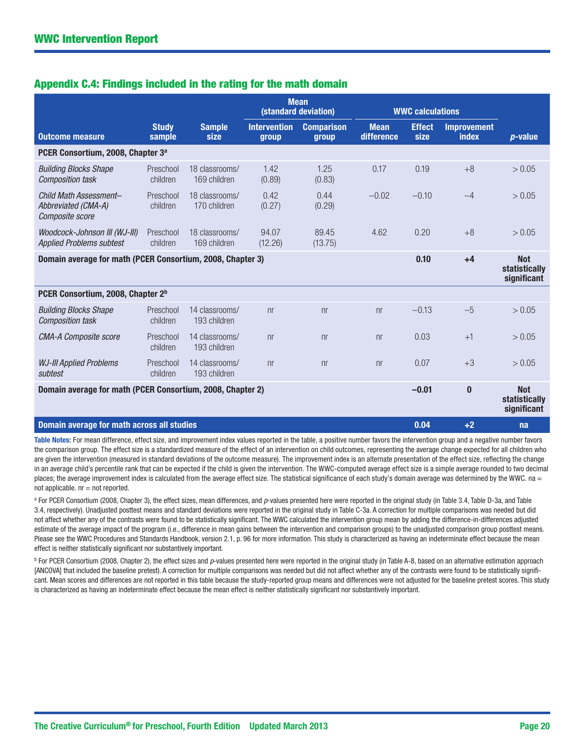## Appendix C.4: Findings included in the rating for the math domain

| Outcome measure | Study sample | Sample size | Mean (standard deviation) | | WWC calculations | | | p-value |
|---|---|---|---|---|---|---|---|---|
| | | | Intervention group | Comparison group | Mean difference | Effect size | Improvement index | |
| **PCER Consortium, 2008, Chapter 3[a]** | | | | | | | | |
| *Building Blocks Shape Composition task* | Preschool children | 18 classrooms/ 169 children | 1.42 (0.89) | 1.25 (0.83) | 0.17 | 0.19 | +8 | > 0.05 |
| *Child Math Assessment–Abbreviated (CMA-A) Composite score* | Preschool children | 18 classrooms/ 170 children | 0.42 (0.27) | 0.44 (0.29) | –0.02 | –0.10 | –4 | > 0.05 |
| *Woodcock-Johnson III (WJ-III) Applied Problems subtest* | Preschool children | 18 classrooms/ 169 children | 94.07 (12.26) | 89.45 (13.75) | 4.62 | 0.20 | +8 | > 0.05 |
| **Domain average for math (PCER Consortium, 2008, Chapter 3)** | | | | | | **0.10** | **+4** | **Not statistically significant** |
| **PCER Consortium, 2008, Chapter 2[b]** | | | | | | | | |
| *Building Blocks Shape Composition task* | Preschool children | 14 classrooms/ 193 children | nr | nr | nr | –0.13 | –5 | > 0.05 |
| *CMA-A Composite score* | Preschool children | 14 classrooms/ 193 children | nr | nr | nr | 0.03 | +1 | > 0.05 |
| *WJ-III Applied Problems subtest* | Preschool children | 14 classrooms/ 193 children | nr | nr | nr | 0.07 | +3 | > 0.05 |
| **Domain average for math (PCER Consortium, 2008, Chapter 2)** | | | | | | **–0.01** | **0** | **Not statistically significant** |
| **Domain average for math across all studies** | | | | | | **0.04** | **+2** | **na** |

**Table Notes:** For mean difference, effect size, and improvement index values reported in the table, a positive number favors the intervention group and a negative number favors the comparison group. The effect size is a standardized measure of the effect of an intervention on child outcomes, representing the average change expected for all children who are given the intervention (measured in standard deviations of the outcome measure). The improvement index is an alternate presentation of the effect size, reflecting the change in an average child's percentile rank that can be expected if the child is given the intervention. The WWC-computed average effect size is a simple average rounded to two decimal places; the average improvement index is calculated from the average effect size. The statistical significance of each study's domain average was determined by the WWC. na = not applicable. nr = not reported.

[a] For PCER Consortium (2008, Chapter 3), the effect sizes, mean differences, and *p*-values presented here were reported in the original study (in Table 3.4, Table D-3a, and Table 3.4, respectively). Unadjusted posttest means and standard deviations were reported in the original study in Table C-3a. A correction for multiple comparisons was needed but did not affect whether any of the contrasts were found to be statistically significant. The WWC calculated the intervention group mean by adding the difference-in-differences adjusted estimate of the average impact of the program (i.e., difference in mean gains between the intervention and comparison groups) to the unadjusted comparison group posttest means. Please see the WWC Procedures and Standards Handbook, version 2.1, p. 96 for more information. This study is characterized as having an indeterminate effect because the mean effect is neither statistically significant nor substantively important.

[b] For PCER Consortium (2008, Chapter 2), the effect sizes and *p*-values presented here were reported in the original study (in Table A-8, based on an alternative estimation approach [ANCOVA] that included the baseline pretest). A correction for multiple comparisons was needed but did not affect whether any of the contrasts were found to be statistically significant. Mean scores and differences are not reported in this table because the study-reported group means and differences were not adjusted for the baseline pretest scores. This study is characterized as having an indeterminate effect because the mean effect is neither statistically significant nor substantively important.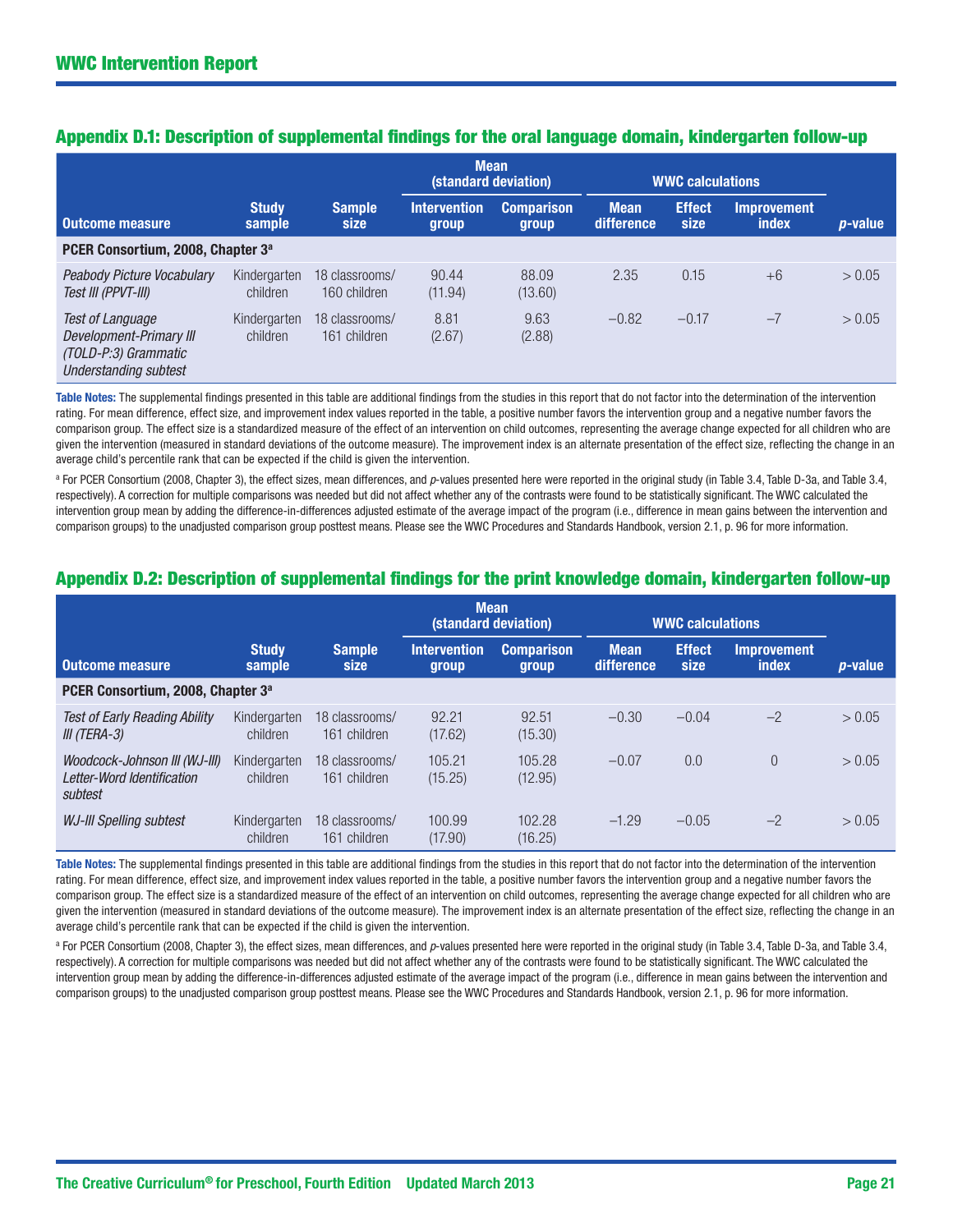## Appendix D.1: Description of supplemental findings for the oral language domain, kindergarten follow-up

| Outcome measure | Study sample | Sample size | Mean (standard deviation) | | WWC calculations | | | p-value |
|---|---|---|---|---|---|---|---|---|
| | | | Intervention group | Comparison group | Mean difference | Effect size | Improvement index | |
| **PCER Consortium, 2008, Chapter 3[a]** | | | | | | | | |
| *Peabody Picture Vocabulary Test III (PPVT-III)* | Kindergarten children | 18 classrooms/ 160 children | 90.44 (11.94) | 88.09 (13.60) | 2.35 | 0.15 | +6 | > 0.05 |
| *Test of Language Development-Primary III (TOLD-P:3) Grammatic Understanding subtest* | Kindergarten children | 18 classrooms/ 161 children | 8.81 (2.67) | 9.63 (2.88) | –0.82 | –0.17 | –7 | > 0.05 |

**Table Notes:** The supplemental findings presented in this table are additional findings from the studies in this report that do not factor into the determination of the intervention rating. For mean difference, effect size, and improvement index values reported in the table, a positive number favors the intervention group and a negative number favors the comparison group. The effect size is a standardized measure of the effect of an intervention on child outcomes, representing the average change expected for all children who are given the intervention (measured in standard deviations of the outcome measure). The improvement index is an alternate presentation of the effect size, reflecting the change in an average child's percentile rank that can be expected if the child is given the intervention.

[a] For PCER Consortium (2008, Chapter 3), the effect sizes, mean differences, and *p*-values presented here were reported in the original study (in Table 3.4, Table D-3a, and Table 3.4, respectively). A correction for multiple comparisons was needed but did not affect whether any of the contrasts were found to be statistically significant. The WWC calculated the intervention group mean by adding the difference-in-differences adjusted estimate of the average impact of the program (i.e., difference in mean gains between the intervention and comparison groups) to the unadjusted comparison group posttest means. Please see the WWC Procedures and Standards Handbook, version 2.1, p. 96 for more information.

## Appendix D.2: Description of supplemental findings for the print knowledge domain, kindergarten follow-up

| Outcome measure | Study sample | Sample size | Mean (standard deviation) | | WWC calculations | | | p-value |
|---|---|---|---|---|---|---|---|---|
| | | | Intervention group | Comparison group | Mean difference | Effect size | Improvement index | |
| **PCER Consortium, 2008, Chapter 3[a]** | | | | | | | | |
| *Test of Early Reading Ability III (TERA-3)* | Kindergarten children | 18 classrooms/ 161 children | 92.21 (17.62) | 92.51 (15.30) | –0.30 | –0.04 | –2 | > 0.05 |
| *Woodcock-Johnson III (WJ-III) Letter-Word Identification subtest* | Kindergarten children | 18 classrooms/ 161 children | 105.21 (15.25) | 105.28 (12.95) | –0.07 | 0.0 | 0 | > 0.05 |
| *WJ-III Spelling subtest* | Kindergarten children | 18 classrooms/ 161 children | 100.99 (17.90) | 102.28 (16.25) | –1.29 | –0.05 | –2 | > 0.05 |

**Table Notes:** The supplemental findings presented in this table are additional findings from the studies in this report that do not factor into the determination of the intervention rating. For mean difference, effect size, and improvement index values reported in the table, a positive number favors the intervention group and a negative number favors the comparison group. The effect size is a standardized measure of the effect of an intervention on child outcomes, representing the average change expected for all children who are given the intervention (measured in standard deviations of the outcome measure). The improvement index is an alternate presentation of the effect size, reflecting the change in an average child's percentile rank that can be expected if the child is given the intervention.

[a] For PCER Consortium (2008, Chapter 3), the effect sizes, mean differences, and *p*-values presented here were reported in the original study (in Table 3.4, Table D-3a, and Table 3.4, respectively). A correction for multiple comparisons was needed but did not affect whether any of the contrasts were found to be statistically significant. The WWC calculated the intervention group mean by adding the difference-in-differences adjusted estimate of the average impact of the program (i.e., difference in mean gains between the intervention and comparison groups) to the unadjusted comparison group posttest means. Please see the WWC Procedures and Standards Handbook, version 2.1, p. 96 for more information.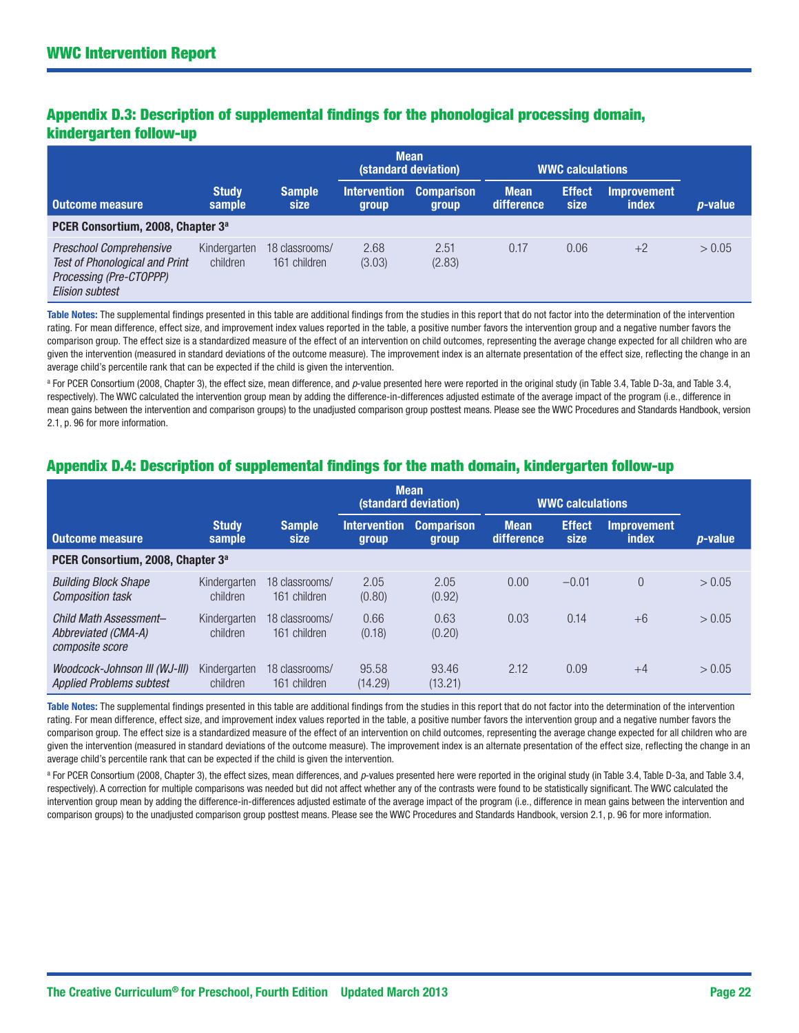## Appendix D.3: Description of supplemental findings for the phonological processing domain, kindergarten follow-up

| | | | Mean (standard deviation) | | WWC calculations | | | |
|---|---|---|---|---|---|---|---|---|
| **Outcome measure** | **Study sample** | **Sample size** | **Intervention group** | **Comparison group** | **Mean difference** | **Effect size** | **Improvement index** | ***p*-value** |
| **PCER Consortium, 2008, Chapter 3[a]** | | | | | | | | |
| *Preschool Comprehensive Test of Phonological and Print Processing (Pre-CTOPPP) Elision subtest* | Kindergarten children | 18 classrooms/ 161 children | 2.68 (3.03) | 2.51 (2.83) | 0.17 | 0.06 | +2 | > 0.05 |

**Table Notes:** The supplemental findings presented in this table are additional findings from the studies in this report that do not factor into the determination of the intervention rating. For mean difference, effect size, and improvement index values reported in the table, a positive number favors the intervention group and a negative number favors the comparison group. The effect size is a standardized measure of the effect of an intervention on child outcomes, representing the average change expected for all children who are given the intervention (measured in standard deviations of the outcome measure). The improvement index is an alternate presentation of the effect size, reflecting the change in an average child's percentile rank that can be expected if the child is given the intervention.

[a] For PCER Consortium (2008, Chapter 3), the effect size, mean difference, and *p*-value presented here were reported in the original study (in Table 3.4, Table D-3a, and Table 3.4, respectively). The WWC calculated the intervention group mean by adding the difference-in-differences adjusted estimate of the average impact of the program (i.e., difference in mean gains between the intervention and comparison groups) to the unadjusted comparison group posttest means. Please see the WWC Procedures and Standards Handbook, version 2.1, p. 96 for more information.

## Appendix D.4: Description of supplemental findings for the math domain, kindergarten follow-up

| | | | Mean (standard deviation) | | WWC calculations | | | |
|---|---|---|---|---|---|---|---|---|
| **Outcome measure** | **Study sample** | **Sample size** | **Intervention group** | **Comparison group** | **Mean difference** | **Effect size** | **Improvement index** | ***p*-value** |
| **PCER Consortium, 2008, Chapter 3[a]** | | | | | | | | |
| *Building Block Shape Composition task* | Kindergarten children | 18 classrooms/ 161 children | 2.05 (0.80) | 2.05 (0.92) | 0.00 | –0.01 | 0 | > 0.05 |
| *Child Math Assessment–Abbreviated (CMA-A) composite score* | Kindergarten children | 18 classrooms/ 161 children | 0.66 (0.18) | 0.63 (0.20) | 0.03 | 0.14 | +6 | > 0.05 |
| *Woodcock-Johnson III (WJ-III) Applied Problems subtest* | Kindergarten children | 18 classrooms/ 161 children | 95.58 (14.29) | 93.46 (13.21) | 2.12 | 0.09 | +4 | > 0.05 |

**Table Notes:** The supplemental findings presented in this table are additional findings from the studies in this report that do not factor into the determination of the intervention rating. For mean difference, effect size, and improvement index values reported in the table, a positive number favors the intervention group and a negative number favors the comparison group. The effect size is a standardized measure of the effect of an intervention on child outcomes, representing the average change expected for all children who are given the intervention (measured in standard deviations of the outcome measure). The improvement index is an alternate presentation of the effect size, reflecting the change in an average child's percentile rank that can be expected if the child is given the intervention.

[a] For PCER Consortium (2008, Chapter 3), the effect sizes, mean differences, and *p*-values presented here were reported in the original study (in Table 3.4, Table D-3a, and Table 3.4, respectively). A correction for multiple comparisons was needed but did not affect whether any of the contrasts were found to be statistically significant. The WWC calculated the intervention group mean by adding the difference-in-differences adjusted estimate of the average impact of the program (i.e., difference in mean gains between the intervention and comparison groups) to the unadjusted comparison group posttest means. Please see the WWC Procedures and Standards Handbook, version 2.1, p. 96 for more information.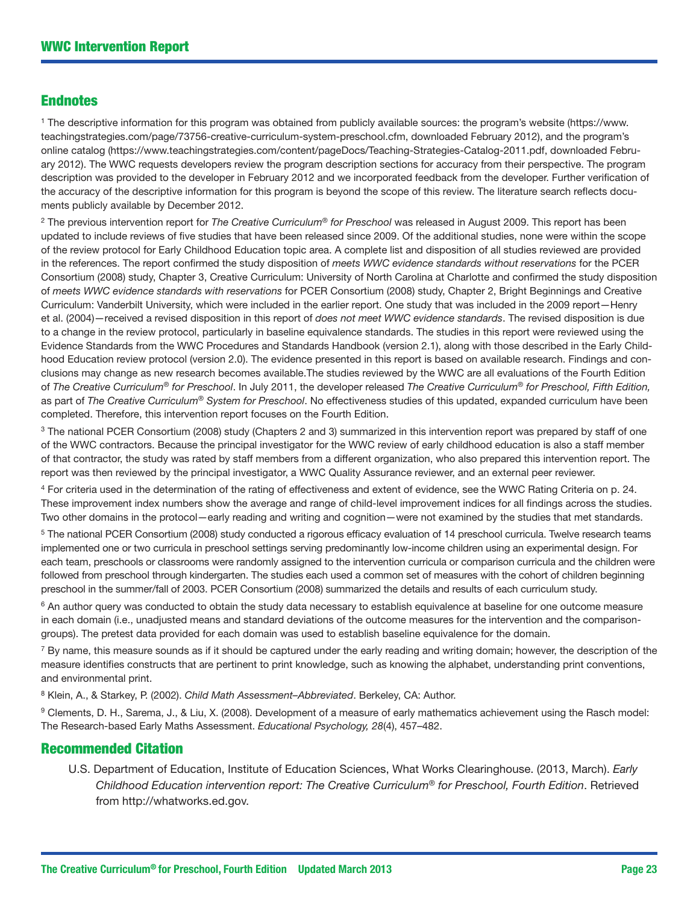## Endnotes

[1] The descriptive information for this program was obtained from publicly available sources: the program's website (https://www.teachingstrategies.com/page/73756-creative-curriculum-system-preschool.cfm, downloaded February 2012), and the program's online catalog (https://www.teachingstrategies.com/content/pageDocs/Teaching-Strategies-Catalog-2011.pdf, downloaded February 2012). The WWC requests developers review the program description sections for accuracy from their perspective. The program description was provided to the developer in February 2012 and we incorporated feedback from the developer. Further verification of the accuracy of the descriptive information for this program is beyond the scope of this review. The literature search reflects documents publicly available by December 2012.

[2] The previous intervention report for *The Creative Curriculum® for Preschool* was released in August 2009. This report has been updated to include reviews of five studies that have been released since 2009. Of the additional studies, none were within the scope of the review protocol for Early Childhood Education topic area. A complete list and disposition of all studies reviewed are provided in the references. The report confirmed the study disposition of *meets WWC evidence standards without reservations* for the PCER Consortium (2008) study, Chapter 3, Creative Curriculum: University of North Carolina at Charlotte and confirmed the study disposition of *meets WWC evidence standards with reservations* for PCER Consortium (2008) study, Chapter 2, Bright Beginnings and Creative Curriculum: Vanderbilt University, which were included in the earlier report. One study that was included in the 2009 report—Henry et al. (2004)—received a revised disposition in this report of *does not meet WWC evidence standards*. The revised disposition is due to a change in the review protocol, particularly in baseline equivalence standards. The studies in this report were reviewed using the Evidence Standards from the WWC Procedures and Standards Handbook (version 2.1), along with those described in the Early Childhood Education review protocol (version 2.0). The evidence presented in this report is based on available research. Findings and conclusions may change as new research becomes available.The studies reviewed by the WWC are all evaluations of the Fourth Edition of *The Creative Curriculum® for Preschool*. In July 2011, the developer released *The Creative Curriculum® for Preschool, Fifth Edition,* as part of *The Creative Curriculum® System for Preschool*. No effectiveness studies of this updated, expanded curriculum have been completed. Therefore, this intervention report focuses on the Fourth Edition.

[3] The national PCER Consortium (2008) study (Chapters 2 and 3) summarized in this intervention report was prepared by staff of one of the WWC contractors. Because the principal investigator for the WWC review of early childhood education is also a staff member of that contractor, the study was rated by staff members from a different organization, who also prepared this intervention report. The report was then reviewed by the principal investigator, a WWC Quality Assurance reviewer, and an external peer reviewer.

[4] For criteria used in the determination of the rating of effectiveness and extent of evidence, see the WWC Rating Criteria on p. 24. These improvement index numbers show the average and range of child-level improvement indices for all findings across the studies. Two other domains in the protocol—early reading and writing and cognition—were not examined by the studies that met standards.

[5] The national PCER Consortium (2008) study conducted a rigorous efficacy evaluation of 14 preschool curricula. Twelve research teams implemented one or two curricula in preschool settings serving predominantly low-income children using an experimental design. For each team, preschools or classrooms were randomly assigned to the intervention curricula or comparison curricula and the children were followed from preschool through kindergarten. The studies each used a common set of measures with the cohort of children beginning preschool in the summer/fall of 2003. PCER Consortium (2008) summarized the details and results of each curriculum study.

[6] An author query was conducted to obtain the study data necessary to establish equivalence at baseline for one outcome measure in each domain (i.e., unadjusted means and standard deviations of the outcome measures for the intervention and the comparison-groups). The pretest data provided for each domain was used to establish baseline equivalence for the domain.

[7] By name, this measure sounds as if it should be captured under the early reading and writing domain; however, the description of the measure identifies constructs that are pertinent to print knowledge, such as knowing the alphabet, understanding print conventions, and environmental print.

[8] Klein, A., & Starkey, P. (2002). *Child Math Assessment–Abbreviated*. Berkeley, CA: Author.

[9] Clements, D. H., Sarema, J., & Liu, X. (2008). Development of a measure of early mathematics achievement using the Rasch model: The Research-based Early Maths Assessment. *Educational Psychology, 28*(4), 457–482.

## Recommended Citation

U.S. Department of Education, Institute of Education Sciences, What Works Clearinghouse. (2013, March). *Early Childhood Education intervention report: The Creative Curriculum® for Preschool, Fourth Edition*. Retrieved from http://whatworks.ed.gov.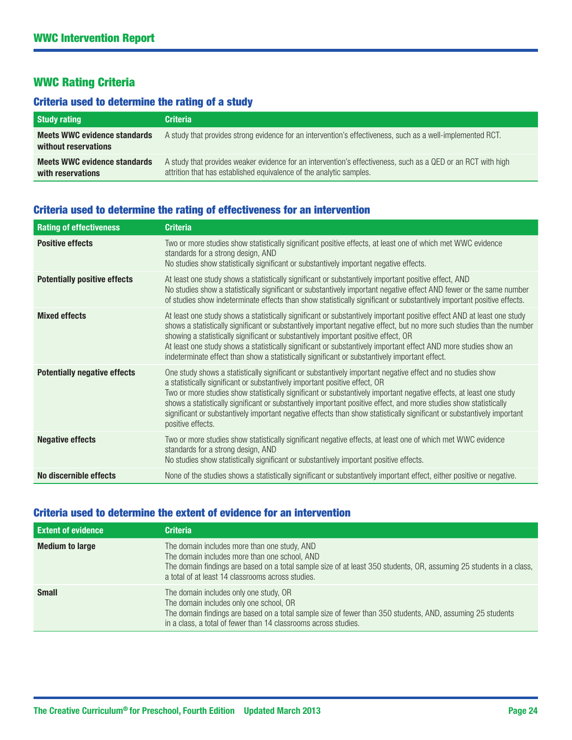## WWC Rating Criteria

### Criteria used to determine the rating of a study

| Study rating | Criteria |
|---|---|
| **Meets WWC evidence standards without reservations** | A study that provides strong evidence for an intervention's effectiveness, such as a well-implemented RCT. |
| **Meets WWC evidence standards with reservations** | A study that provides weaker evidence for an intervention's effectiveness, such as a QED or an RCT with high attrition that has established equivalence of the analytic samples. |

### Criteria used to determine the rating of effectiveness for an intervention

| Rating of effectiveness | Criteria |
|---|---|
| **Positive effects** | Two or more studies show statistically significant positive effects, at least one of which met WWC evidence standards for a strong design, AND<br>No studies show statistically significant or substantively important negative effects. |
| **Potentially positive effects** | At least one study shows a statistically significant or substantively important positive effect, AND<br>No studies show a statistically significant or substantively important negative effect AND fewer or the same number of studies show indeterminate effects than show statistically significant or substantively important positive effects. |
| **Mixed effects** | At least one study shows a statistically significant or substantively important positive effect AND at least one study shows a statistically significant or substantively important negative effect, but no more such studies than the number showing a statistically significant or substantively important positive effect, OR<br>At least one study shows a statistically significant or substantively important effect AND more studies show an indeterminate effect than show a statistically significant or substantively important effect. |
| **Potentially negative effects** | One study shows a statistically significant or substantively important negative effect and no studies show a statistically significant or substantively important positive effect, OR<br>Two or more studies show statistically significant or substantively important negative effects, at least one study shows a statistically significant or substantively important positive effect, and more studies show statistically significant or substantively important negative effects than show statistically significant or substantively important positive effects. |
| **Negative effects** | Two or more studies show statistically significant negative effects, at least one of which met WWC evidence standards for a strong design, AND<br>No studies show statistically significant or substantively important positive effects. |
| **No discernible effects** | None of the studies shows a statistically significant or substantively important effect, either positive or negative. |

### Criteria used to determine the extent of evidence for an intervention

| Extent of evidence | Criteria |
|---|---|
| **Medium to large** | The domain includes more than one study, AND<br>The domain includes more than one school, AND<br>The domain findings are based on a total sample size of at least 350 students, OR, assuming 25 students in a class, a total of at least 14 classrooms across studies. |
| **Small** | The domain includes only one study, OR<br>The domain includes only one school, OR<br>The domain findings are based on a total sample size of fewer than 350 students, AND, assuming 25 students in a class, a total of fewer than 14 classrooms across studies. |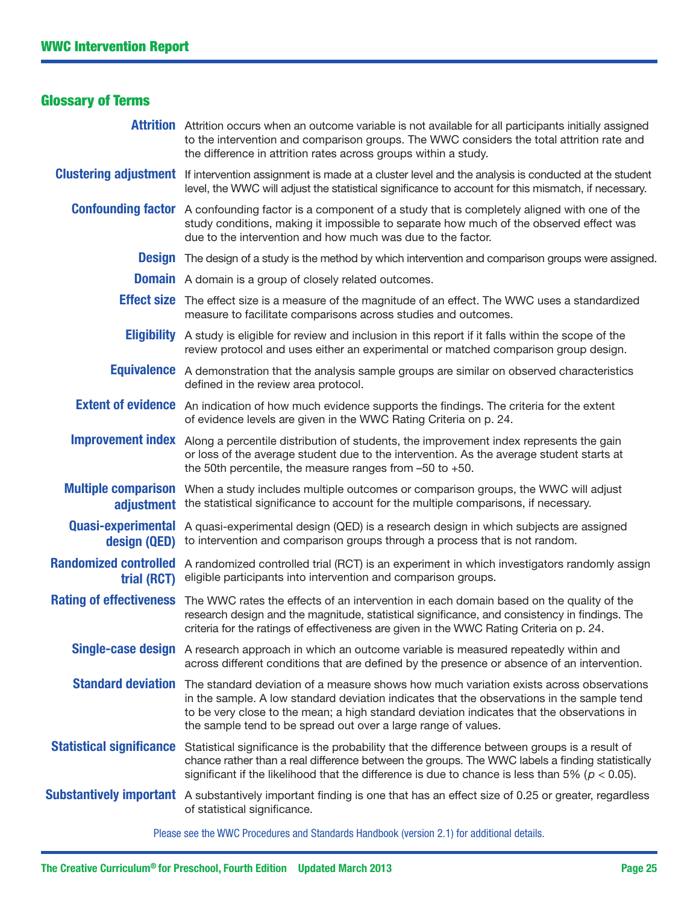## Glossary of Terms

**Attrition** Attrition occurs when an outcome variable is not available for all participants initially assigned to the intervention and comparison groups. The WWC considers the total attrition rate and the difference in attrition rates across groups within a study.

**Clustering adjustment** If intervention assignment is made at a cluster level and the analysis is conducted at the student level, the WWC will adjust the statistical significance to account for this mismatch, if necessary.

**Confounding factor** A confounding factor is a component of a study that is completely aligned with one of the study conditions, making it impossible to separate how much of the observed effect was due to the intervention and how much was due to the factor.

**Design** The design of a study is the method by which intervention and comparison groups were assigned.

**Domain** A domain is a group of closely related outcomes.

**Effect size** The effect size is a measure of the magnitude of an effect. The WWC uses a standardized measure to facilitate comparisons across studies and outcomes.

**Eligibility** A study is eligible for review and inclusion in this report if it falls within the scope of the review protocol and uses either an experimental or matched comparison group design.

**Equivalence** A demonstration that the analysis sample groups are similar on observed characteristics defined in the review area protocol.

**Extent of evidence** An indication of how much evidence supports the findings. The criteria for the extent of evidence levels are given in the WWC Rating Criteria on p. 24.

**Improvement index** Along a percentile distribution of students, the improvement index represents the gain or loss of the average student due to the intervention. As the average student starts at the 50th percentile, the measure ranges from –50 to +50.

**Multiple comparison adjustment** When a study includes multiple outcomes or comparison groups, the WWC will adjust the statistical significance to account for the multiple comparisons, if necessary.

**Quasi-experimental design (QED)** A quasi-experimental design (QED) is a research design in which subjects are assigned to intervention and comparison groups through a process that is not random.

**Randomized controlled trial (RCT)** A randomized controlled trial (RCT) is an experiment in which investigators randomly assign eligible participants into intervention and comparison groups.

**Rating of effectiveness** The WWC rates the effects of an intervention in each domain based on the quality of the research design and the magnitude, statistical significance, and consistency in findings. The criteria for the ratings of effectiveness are given in the WWC Rating Criteria on p. 24.

**Single-case design** A research approach in which an outcome variable is measured repeatedly within and across different conditions that are defined by the presence or absence of an intervention.

**Standard deviation** The standard deviation of a measure shows how much variation exists across observations in the sample. A low standard deviation indicates that the observations in the sample tend to be very close to the mean; a high standard deviation indicates that the observations in the sample tend to be spread out over a large range of values.

**Statistical significance** Statistical significance is the probability that the difference between groups is a result of chance rather than a real difference between the groups. The WWC labels a finding statistically significant if the likelihood that the difference is due to chance is less than 5% ($p < 0.05$).

**Substantively important** A substantively important finding is one that has an effect size of 0.25 or greater, regardless of statistical significance.

Please see the WWC Procedures and Standards Handbook (version 2.1) for additional details.